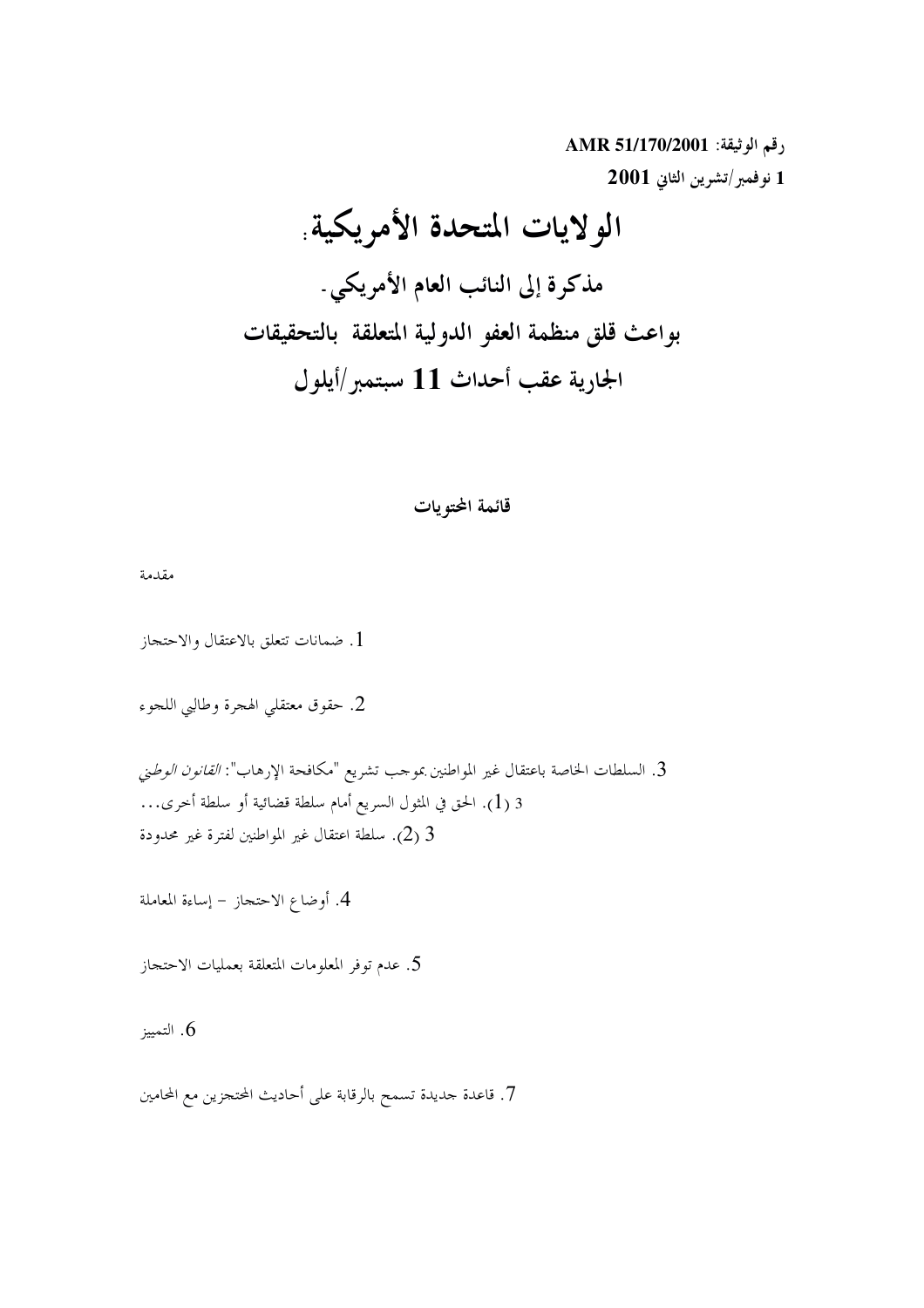**رقم الوثيقة: AMR 51/170/2001**

**1 نوفمبر/تشرين الثاني 2001**

# الولايات المتحدة الأمريكية:

## مذكرة إلى النائب العام الأمريكي-
## بواعث قلق منظمة العفو الدولية المتعلقة بالتحقيقات الجارية عقب أحداث 11 سبتمبر/أيلول

### قائمة المحتويات

مقدمة

1. ضمانات تتعلق بالاعتقال والاحتجاز

2. حقوق معتقلي الهجرة وطالبي اللجوء

3. السلطات الخاصة باعتقال غير المواطنين بموجب تشريع "مكافحة الإرهاب": *القانون الوطني*
3 (1). الحق في المثول السريع أمام سلطة قضائية أو سلطة أخرى...
3 (2). سلطة اعتقال غير المواطنين لفترة غير محدودة

4. أوضاع الاحتجاز – إساءة المعاملة

5. عدم توفر المعلومات المتعلقة بعمليات الاحتجاز

6. التمييز

7. قاعدة جديدة تسمح بالرقابة على أحاديث المحتجزين مع المحامين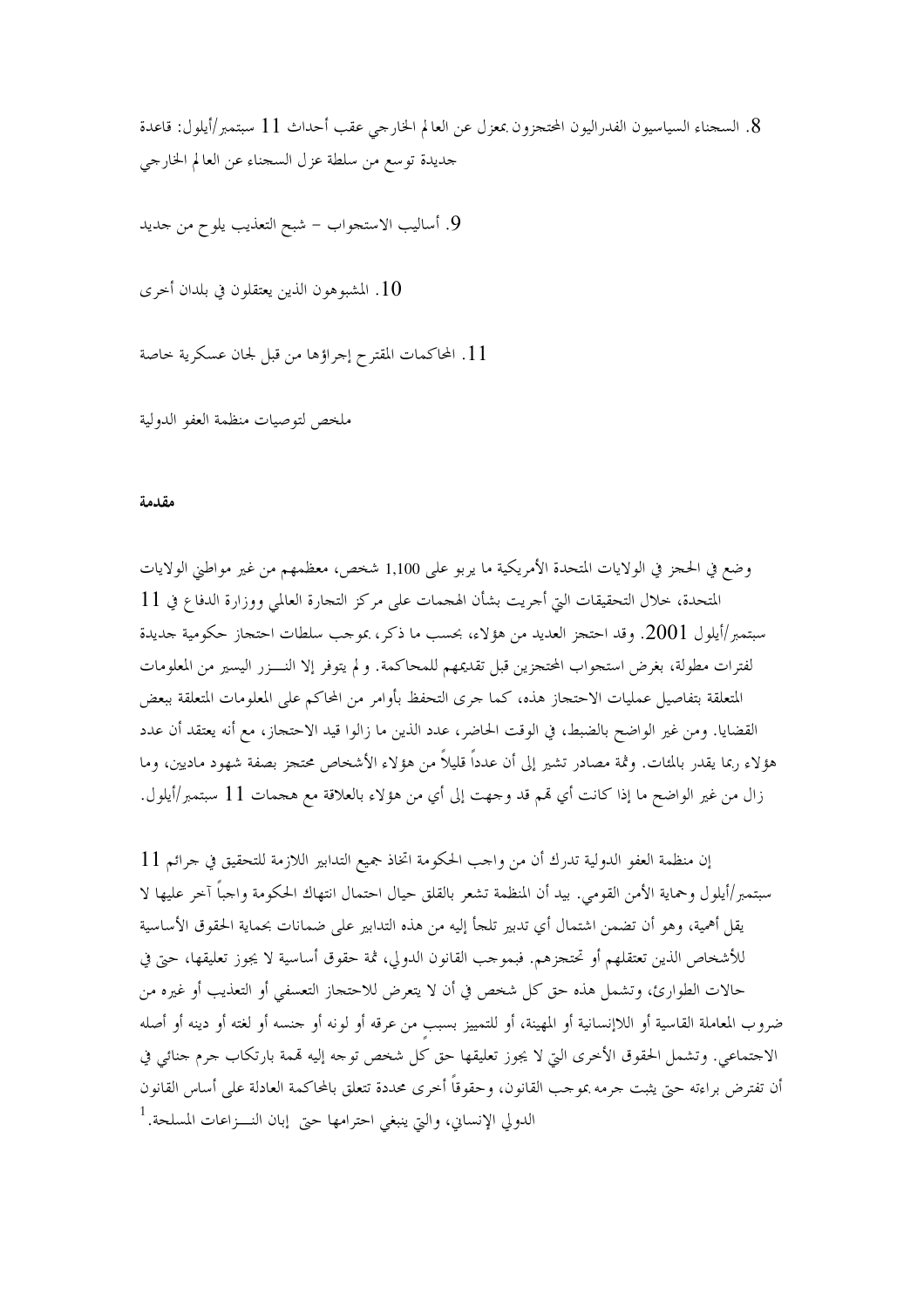8. السجناء السياسيون الفدراليون المحتجزون بمعزل عن العالم الخارجي عقب أحداث 11 سبتمبر/أيلول: قاعدة جديدة توسع من سلطة عزل السجناء عن العالم الخارجي

9. أساليب الاستجواب – شبح التعذيب يلوح من جديد

10. المشبوهون الذين يعتقلون في بلدان أخرى

11. المحاكمات المقترح إجراؤها من قبل لجان عسكرية خاصة

ملخص لتوصيات منظمة العفو الدولية

**مقدمة**

وضع في الحجز في الولايات المتحدة الأمريكية ما يربو على 1,100 شخص، معظمهم من غير مواطني الولايات المتحدة، خلال التحقيقات التي أجريت بشأن الهجمات على مركز التجارة العالمي ووزارة الدفاع في 11 سبتمبر/أيلول 2001. وقد احتجز العديد من هؤلاء، بحسب ما ذكر، بموجب سلطات احتجاز حكومية جديدة لفترات مطولة، بغرض استجواب المحتجزين قبل تقديمهم للمحاكمة. و لم يتوفر إلا النـــزر اليسير من المعلومات المتعلقة بتفاصيل عمليات الاحتجاز هذه، كما جرى التحفظ بأوامر من المحاكم على المعلومات المتعلقة ببعض القضايا. ومن غير الواضح بالضبط، في الوقت الحاضر، عدد الذين ما زالوا قيد الاحتجاز، مع أنه يعتقد أن عدد هؤلاء ربما يقدر بالمئات. وثمة مصادر تشير إلى أن عدداً قليلاً من هؤلاء الأشخاص محتجز بصفة شهود ماديين، وما زال من غير الواضح ما إذا كانت أي تهم قد وجهت إلى أي من هؤلاء بالعلاقة مع هجمات 11 سبتمبر/أيلول.

إن منظمة العفو الدولية تدرك أن من واجب الحكومة اتخاذ جميع التدابير اللازمة للتحقيق في جرائم 11 سبتمبر/أيلول وحماية الأمن القومي. بيد أن المنظمة تشعر بالقلق حيال احتمال انتهاك الحكومة واجباً آخر عليها لا يقل أهمية، وهو أن تضمن اشتمال أي تدبير تلجأ إليه من هذه التدابير على ضمانات بحماية الحقوق الأساسية للأشخاص الذين تعتقلهم أو تحتجزهم. فبموجب القانون الدولي، ثمة حقوق أساسية لا يجوز تعليقها، حتى في حالات الطوارئ، وتشمل هذه حق كل شخص في أن لا يتعرض للاحتجاز التعسفي أو التعذيب أو غيره من ضروب المعاملة القاسية أو اللاإنسانية أو المهينة، أو للتمييز بسببٍ من عرقه أو لونه أو جنسه أو لغته أو دينه أو أصله الاجتماعي. وتشمل الحقوق الأخرى التي لا يجوز تعليقها حق كل شخص توجه إليه تهمة بارتكاب جرم جنائي في أن تفترض براءته حتى يثبت جرمه بموجب القانون، وحقوقاً أخرى محددة تتعلق بالمحاكمة العادلة على أساس القانون الدولي الإنساني، والتي ينبغي احترامها حتى إبان النـــزاعات المسلحة.[1]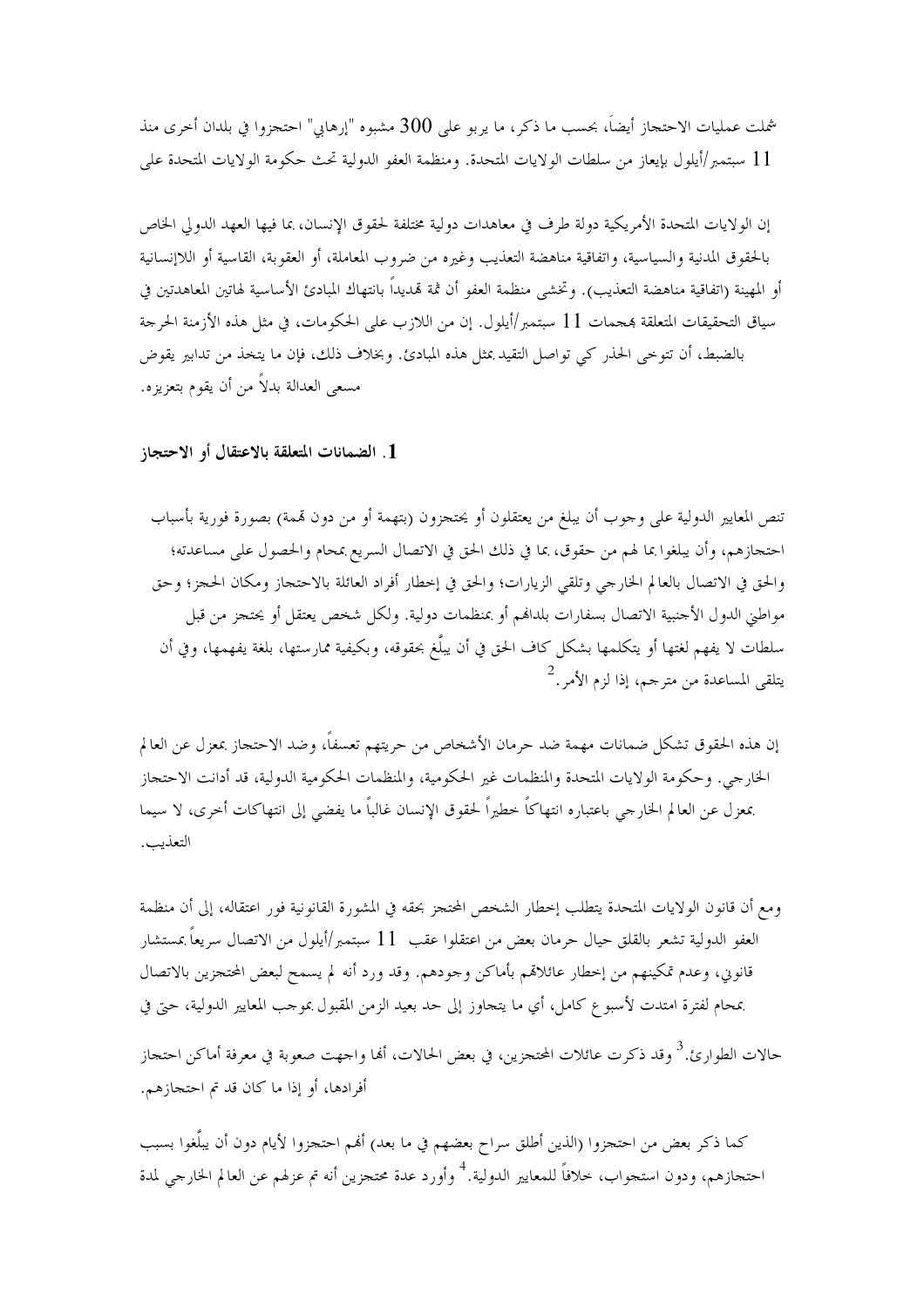شملت عمليات الاحتجاز أيضاً، بحسب ما ذكر، ما يربو على 300 مشبوه "إرهابي" احتجزوا في بلدان أخرى منذ 11 سبتمبر/أيلول بإيعاز من سلطات الولايات المتحدة. ومنظمة العفو الدولية تحث حكومة الولايات المتحدة على

إن الولايات المتحدة الأمريكية دولة طرف في معاهدات دولية مختلفة لحقوق الإنسان، بما فيها العهد الدولي الخاص بالحقوق المدنية والسياسية، واتفاقية مناهضة التعذيب وغيره من ضروب المعاملة، أو العقوبة، القاسية أو اللاإنسانية أو المهينة (اتفاقية مناهضة التعذيب). وتخشى منظمة العفو أن ثمة تهديداً بانتهاك المبادئ الأساسية لهاتين المعاهدتين في سياق التحقيقات المتعلقة بهجمات 11 سبتمبر/أيلول. إن من اللازب على الحكومات، في مثل هذه الأزمنة الحرجة بالضبط، أن تتوخى الحذر كي تواصل التقيد بمثل هذه المبادئ. وبخلاف ذلك، فإن ما يتخذ من تدابير يقوض مسعى العدالة بدلاً من أن يقوم بتعزيزه.

### 1. الضمانات المتعلقة بالاعتقال أو الاحتجاز

تنص المعايير الدولية على وجوب أن يبلغ من يعتقلون أو يحتجزون (بتهمة أو من دون تهمة) بصورة فورية بأسباب احتجازهم، وأن يبلغوا بما لهم من حقوق، بما في ذلك الحق في الاتصال السريع بمحام والحصول على مساعدته؛ والحق في الاتصال بالعالم الخارجي وتلقي الزيارات؛ والحق في إخطار أفراد العائلة بالاحتجاز ومكان الحجز؛ وحق مواطني الدول الأجنبية الاتصال بسفارات بلدانهم أو بمنظمات دولية. ولكل شخص يعتقل أو يحتجز من قبل سلطات لا يفهم لغتها أو يتكلمها بشكل كاف الحق في أن يبلَّغ بحقوقه، وبكيفية ممارستها، بلغة يفهمها، وفي أن يتلقى المساعدة من مترجم، إذا لزم الأمر.[2]

إن هذه الحقوق تشكل ضمانات مهمة ضد حرمان الأشخاص من حريتهم تعسفاً، وضد الاحتجاز بمعزل عن العالم الخارجي. وحكومة الولايات المتحدة والمنظمات غير الحكومية، والمنظمات الحكومية الدولية، قد أدانت الاحتجاز بمعزل عن العالم الخارجي باعتباره انتهاكاً خطيراً لحقوق الإنسان غالباً ما يفضي إلى انتهاكات أخرى، لا سيما التعذيب.

ومع أن قانون الولايات المتحدة يتطلب إخطار الشخص المحتجز بحقه في المشورة القانونية فور اعتقاله، إلى أن منظمة العفو الدولية تشعر بالقلق حيال حرمان بعض من اعتقلوا عقب 11 سبتمبر/أيلول من الاتصال سريعاً بمستشار قانوني، وعدم تمكينهم من إخطار عائلاتهم بأماكن وجودهم. وقد ورد أنه لم يسمح لبعض المحتجزين بالاتصال بمحام لفترة امتدت لأسبوع كامل، أي ما يتجاوز إلى حد بعيد الزمن المقبول بموجب المعايير الدولية، حتى في حالات الطوارئ.[3] وقد ذكرت عائلات المحتجزين، في بعض الحالات، أنها واجهت صعوبة في معرفة أماكن احتجاز أفرادها، أو إذا ما كان قد تم احتجازهم.

كما ذكر بعض من احتجزوا (الذين أطلق سراح بعضهم في ما بعد) أنهم احتجزوا لأيام دون أن يبلَّغوا بسبب احتجازهم، ودون استجواب، خلافاً للمعايير الدولية.[4] وأورد عدة محتجزين أنه تم عزلهم عن العالم الخارجي لمدة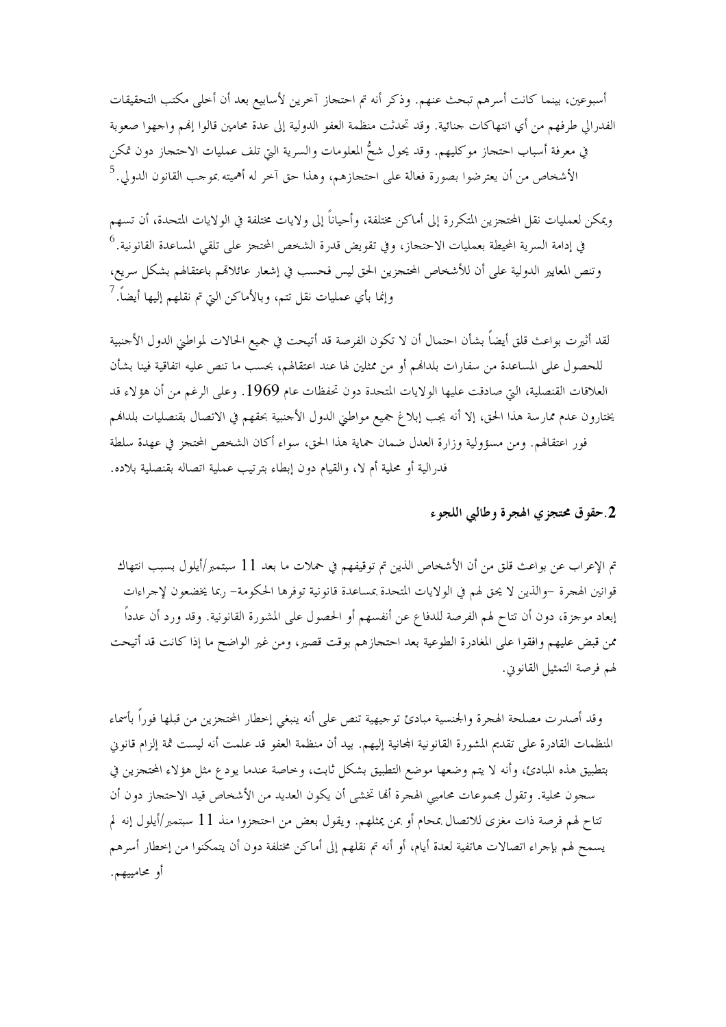أسبوعين، بينما كانت أسرهم تبحث عنهم. وذكر أنه تم احتجاز آخرين لأسابيع بعد أن أخلى مكتب التحقيقات الفدرالي طرفهم من أي انتهاكات جنائية. وقد تحدثت منظمة العفو الدولية إلى عدة محامين قالوا إنهم واجهوا صعوبة في معرفة أسباب احتجاز موكليهم. وقد يحول شحُّ المعلومات والسرية التي تلف عمليات الاحتجاز دون تمكن الأشخاص من أن يعترضوا بصورة فعالة على احتجازهم، وهذا حق آخر له أهميته بموجب القانون الدولي.[5]

ويمكن لعمليات نقل المحتجزين المتكررة إلى أماكن مختلفة، وأحياناً إلى ولايات مختلفة في الولايات المتحدة، أن تسهم في إدامة السرية المحيطة بعمليات الاحتجاز، وفي تقويض قدرة الشخص المحتجز على تلقي المساعدة القانونية.[6] وتنص المعايير الدولية على أن للأشخاص المحتجزين الحق ليس فحسب في إشعار عائلاتهم باعتقالهم بشكل سريع، وإنما بأي عمليات نقل تتم، وبالأماكن التي تم نقلهم إليها أيضاً.[7]

لقد أثيرت بواعث قلق أيضاً بشأن احتمال أن لا تكون الفرصة قد أتيحت في جميع الحالات لمواطني الدول الأجنبية للحصول على المساعدة من سفارات بلدانهم أو من ممثلين لها عند اعتقالهم، بحسب ما تنص عليه اتفاقية فينا بشأن العلاقات القنصلية، التي صادقت عليها الولايات المتحدة دون تحفظات عام 1969. وعلى الرغم من أن هؤلاء قد يختارون عدم ممارسة هذا الحق، إلا أنه يجب إبلاغ جميع مواطني الدول الأجنبية بحقهم في الاتصال بقنصليات بلدانهم فور اعتقالهم. ومن مسؤولية وزارة العدل ضمان حماية هذا الحق، سواء أكان الشخص المحتجز في عهدة سلطة فدرالية أو محلية أم لا، والقيام دون إبطاء بترتيب عملية اتصاله بقنصلية بلاده.

## 2.حقوق محتجزي الهجرة وطالبي اللجوء

تم الإعراب عن بواعث قلق من أن الأشخاص الذين تم توقيفهم في حملات ما بعد 11 سبتمبر/أيلول بسبب انتهاك قوانين الهجرة –والذين لا يحق لهم في الولايات المتحدة بمساعدة قانونية توفرها الحكومة– ربما يخضعون لإجراءات إبعاد موجزة، دون أن تتاح لهم الفرصة للدفاع عن أنفسهم أو الحصول على المشورة القانونية. وقد ورد أن عدداً ممن قبض عليهم وافقوا على المغادرة الطوعية بعد احتجازهم بوقت قصير، ومن غير الواضح ما إذا كانت قد أتيحت لهم فرصة التمثيل القانوني.

وقد أصدرت مصلحة الهجرة والجنسية مبادئ توجيهية تنص على أنه ينبغي إخطار المحتجزين من قبلها فوراً بأسماء المنظمات القادرة على تقديم المشورة القانونية المجانية إليهم. بيد أن منظمة العفو قد علمت أنه ليست ثمة إلزام قانوني بتطبيق هذه المبادئ، وأنه لا يتم وضعها موضع التطبيق بشكل ثابت، وخاصة عندما يودع مثل هؤلاء المحتجزين في سجون محلية. وتقول مجموعات محاميي الهجرة أنها تخشى أن يكون العديد من الأشخاص قيد الاحتجاز دون أن تتاح لهم فرصة ذات مغزى للاتصال بمحام أو بمن يمثلهم. ويقول بعض من احتجزوا منذ 11 سبتمبر/أيلول إنه لم يسمح لهم بإجراء اتصالات هاتفية لعدة أيام، أو أنه تم نقلهم إلى أماكن مختلفة دون أن يتمكنوا من إخطار أسرهم أو محامييهم.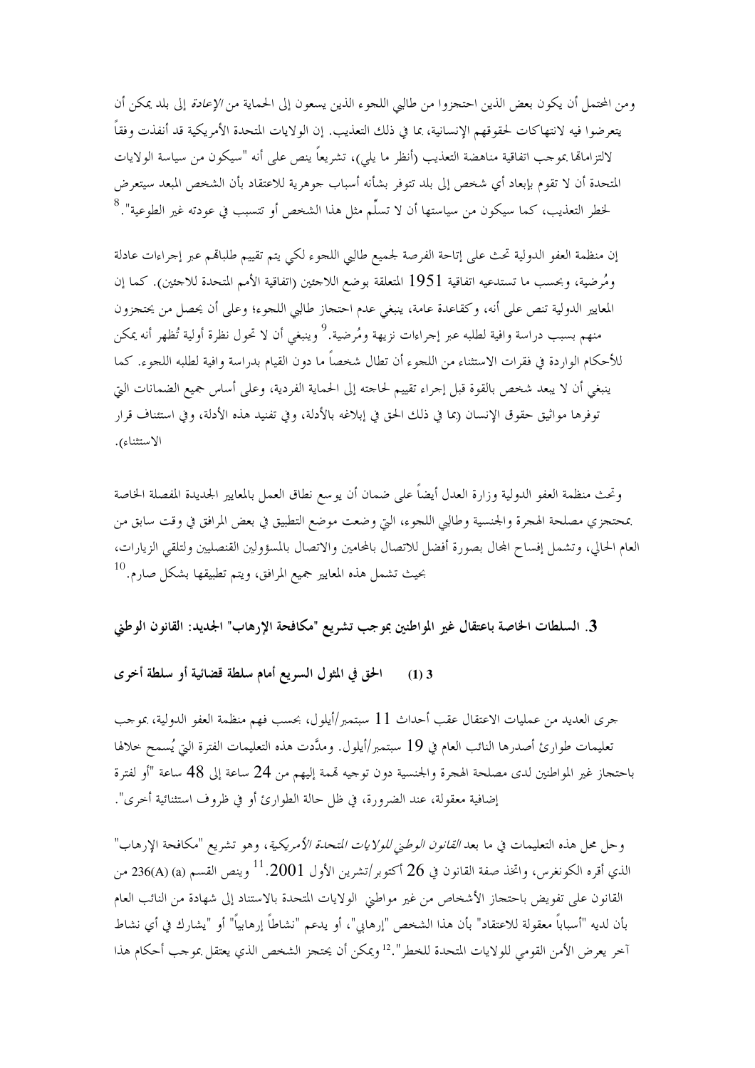ومن المحتمل أن يكون بعض الذين احتجزوا من طالبي اللجوء الذين يسعون إلى الحماية من *الإعادة* إلى بلد يمكن أن يتعرضوا فيه لانتهاكات لحقوقهم الإنسانية، بما في ذلك التعذيب. إن الولايات المتحدة الأمريكية قد أنفذت وفقاً لالتزاماتها بموجب اتفاقية مناهضة التعذيب (أنظر ما يلي)، تشريعاً ينص على أنه "سيكون من سياسة الولايات المتحدة أن لا تقوم بإبعاد أي شخص إلى بلد تتوفر بشأنه أسباب جوهرية للاعتقاد بأن الشخص المبعد سيتعرض لخطر التعذيب، كما سيكون من سياستها أن لا تسلّم مثل هذا الشخص أو تتسبب في عودته غير الطوعية".[8]

إن منظمة العفو الدولية تحث على إتاحة الفرصة لجميع طالبي اللجوء لكي يتم تقييم طلباتهم عبر إجراءات عادلة ومُرضية، وبحسب ما تستدعيه اتفاقية 1951 المتعلقة بوضع اللاجئين (اتفاقية الأمم المتحدة للاجئين). كما إن المعايير الدولية تنص على أنه، وكقاعدة عامة، ينبغي عدم احتجاز طالبي اللجوء؛ وعلى أن يحصل من يحتجزون منهم بسبب دراسة وافية لطلبه عبر إجراءات نزيهة ومُرضية.[9] وينبغي أن لا تحول نظرة أولية تُظهر أنه يمكن للأحكام الواردة في فقرات الاستثناء من اللجوء أن تطال شخصاً ما دون القيام بدراسة وافية لطلبه اللجوء. كما ينبغي أن لا يبعد شخص بالقوة قبل إجراء تقييم لحاجته إلى الحماية الفردية، وعلى أساس جميع الضمانات التي توفرها مواثيق حقوق الإنسان (بما في ذلك الحق في إبلاغه بالأدلة، وفي تفنيد هذه الأدلة، وفي استئناف قرار الاستثناء).

وتحث منظمة العفو الدولية وزارة العدل أيضاً على ضمان أن يوسع نطاق العمل بالمعايير الجديدة المفصلة الخاصة بمحتجزي مصلحة الهجرة والجنسية وطالبي اللجوء، التي وضعت موضع التطبيق في بعض المرافق في وقت سابق من العام الحالي، وتشمل إفساح المجال بصورة أفضل للاتصال بالمحامين والاتصال بالمسؤولين القنصليين ولتلقي الزيارات، بحيث تشمل هذه المعايير جميع المرافق، ويتم تطبيقها بشكل صارم.[10]

## 3. السلطات الخاصة باعتقال غير المواطنين بموجب تشريع "مكافحة الإرهاب" الجديد: القانون الوطني

### 3 (1) الحق في المثول السريع أمام سلطة قضائية أو سلطة أخرى

جرى العديد من عمليات الاعتقال عقب أحداث 11 سبتمبر/أيلول، بحسب فهم منظمة العفو الدولية، بموجب تعليمات طوارئ أصدرها النائب العام في 19 سبتمبر/أيلول. ومدَّدت هذه التعليمات الفترة التي يُسمح خلالها باحتجاز غير المواطنين لدى مصلحة الهجرة والجنسية دون توجيه تهمة إليهم من 24 ساعة إلى 48 ساعة "أو لفترة إضافية معقولة، عند الضرورة، في ظل حالة الطوارئ أو في ظروف استثنائية أخرى".

وحل محل هذه التعليمات في ما بعد *القانون الوطني للولايات المتحدة الأمريكية*، وهو تشريع "مكافحة الإرهاب" الذي أقره الكونغرس، واتخذ صفة القانون في 26 أكتوبر/تشرين الأول 2001.[11] وينص القسم 236(A) (a) من القانون على تفويض باحتجاز الأشخاص من غير مواطني الولايات المتحدة بالاستناد إلى شهادة من النائب العام بأن لديه "أسباباً معقولة للاعتقاد" بأن هذا الشخص "إرهابي"، أو يدعم "نشاطاً إرهابياً" أو "يشارك في أي نشاط آخر يعرض الأمن القومي للولايات المتحدة للخطر".[12] ويمكن أن يحتجز الشخص الذي يعتقل بموجب أحكام هذا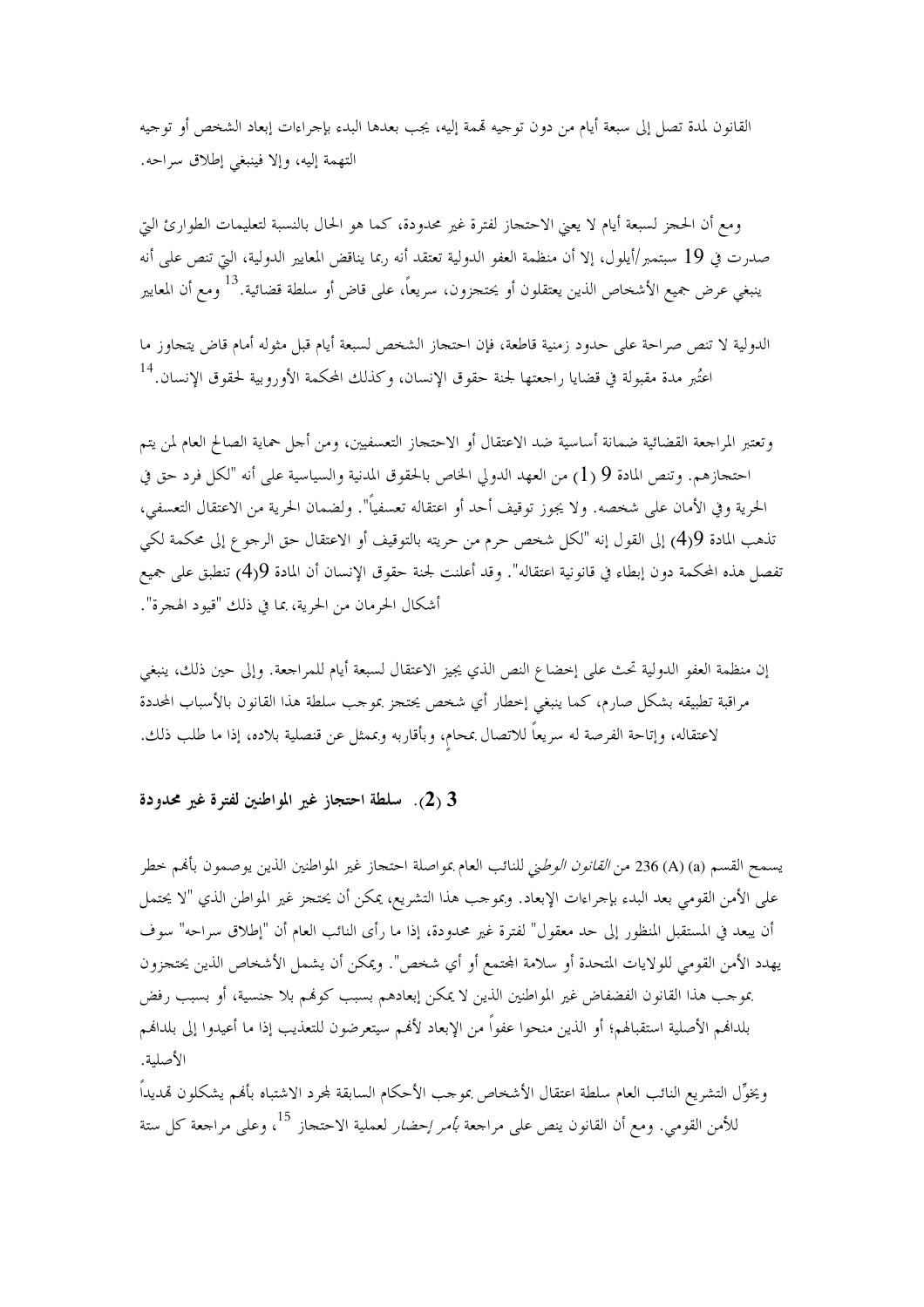القانون لمدة تصل إلى سبعة أيام من دون توجيه تهمة إليه، يجب بعدها البدء بإجراءات إبعاد الشخص أو توجيه التهمة إليه، وإلا فينبغي إطلاق سراحه.

ومع أن الحجز لسبعة أيام لا يعني الاحتجاز لفترة غير محدودة، كما هو الحال بالنسبة لتعليمات الطوارئ التي صدرت في 19 سبتمبر/أيلول، إلا أن منظمة العفو الدولية تعتقد أنه ربما يناقض المعايير الدولية، التي تنص على أنه ينبغي عرض جميع الأشخاص الذين يعتقلون أو يحتجزون، سريعاً، على قاض أو سلطة قضائية.[13] ومع أن المعايير الدولية لا تنص صراحة على حدود زمنية قاطعة، فإن احتجاز الشخص لسبعة أيام قبل مثوله أمام قاض يتجاوز ما اعتُبر مدة مقبولة في قضايا راجعتها لجنة حقوق الإنسان، وكذلك المحكمة الأوروبية لحقوق الإنسان.[14]

وتعتبر المراجعة القضائية ضمانة أساسية ضد الاعتقال أو الاحتجاز التعسفيين، ومن أجل حماية الصالح العام لمن يتم احتجازهم. وتنص المادة 9 (1) من العهد الدولي الخاص بالحقوق المدنية والسياسية على أنه "لكل فرد حق في الحرية وفي الأمان على شخصه. ولا يجوز توقيف أحد أو اعتقاله تعسفياً". ولضمان الحرية من الاعتقال التعسفي، تذهب المادة 9(4) إلى القول إنه "لكل شخص حرم من حريته بالتوقيف أو الاعتقال حق الرجوع إلى محكمة لكي تفصل هذه المحكمة دون إبطاء في قانونية اعتقاله". وقد أعلنت لجنة حقوق الإنسان أن المادة 9(4) تنطبق على جميع أشكال الحرمان من الحرية، بما في ذلك "قيود الهجرة".

إن منظمة العفو الدولية تحث على إخضاع النص الذي يجيز الاعتقال لسبعة أيام للمراجعة. وإلى حين ذلك، ينبغي مراقبة تطبيقه بشكل صارم، كما ينبغي إخطار أي شخص يحتجز بموجب سلطة هذا القانون بالأسباب المحددة لاعتقاله، وإتاحة الفرصة له سريعاً للاتصال بمحامٍ، وبأقاربه وبممثل عن قنصلية بلاده، إذا ما طلب ذلك.

### 3 (2). سلطة احتجاز غير المواطنين لفترة غير محدودة

يسمح القسم (a) (A) 236 من *القانون الوطني* للنائب العام بمواصلة احتجاز غير المواطنين الذين يوصمون بأنهم خطر على الأمن القومي بعد البدء بإجراءات الإبعاد. وبموجب هذا التشريع، يمكن أن يحتجز غير المواطن الذي "لا يحتمل أن يبعد في المستقبل المنظور إلى حد معقول" لفترة غير محدودة، إذا ما رأى النائب العام أن "إطلاق سراحه" سوف يهدد الأمن القومي للولايات المتحدة أو سلامة المجتمع أو أي شخص". ويمكن أن يشمل الأشخاص الذين يحتجزون بموجب هذا القانون الفضفاض غير المواطنين الذين لا يمكن إبعادهم بسبب كونهم بلا جنسية، أو بسبب رفض بلدانهم الأصلية استقبالهم؛ أو الذين منحوا عفواً من الإبعاد لأنهم سيتعرضون للتعذيب إذا ما أعيدوا إلى بلدانهم الأصلية.

ويخوِّل التشريع النائب العام سلطة اعتقال الأشخاص بموجب الأحكام السابقة لمجرد الاشتباه بأنهم يشكلون تهديداً للأمن القومي. ومع أن القانون ينص على مراجعة *بأمر إحضار* لعملية الاحتجاز [15]، وعلى مراجعة كل ستة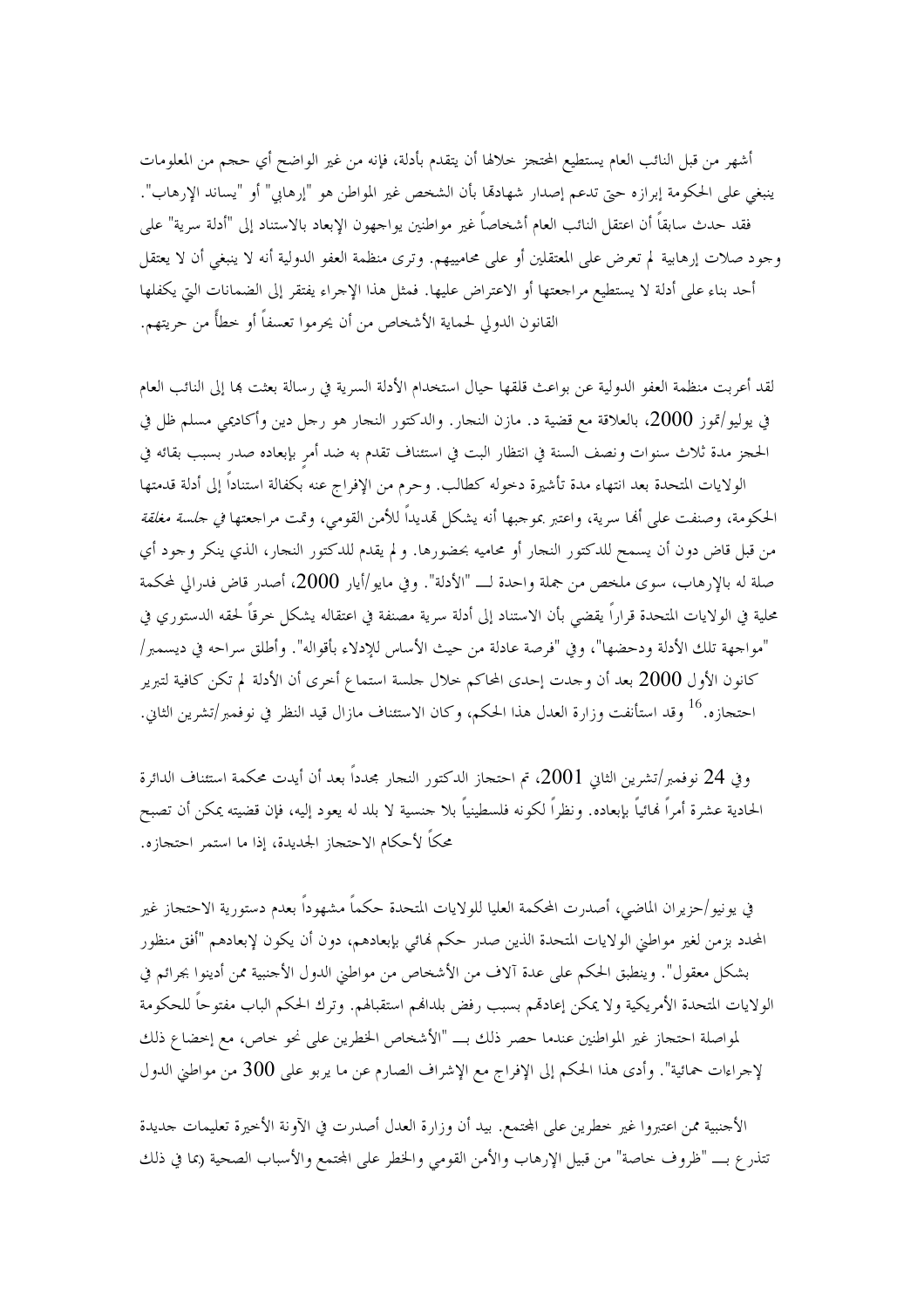أشهر من قبل النائب العام يستطيع المحتجز خلالها أن يتقدم بأدلة، فإنه من غير الواضح أي حجم من المعلومات ينبغي على الحكومة إبرازه حتى تدعم إصدار شهادتها بأن الشخص غير المواطن هو "إرهابي" أو "يساند الإرهاب". فقد حدث سابقاً أن اعتقل النائب العام أشخاصاً غير مواطنين يواجهون الإبعاد بالاستناد إلى "أدلة سرية" على وجود صلات إرهابية لم تعرض على المعتقلين أو على محامييهم. وترى منظمة العفو الدولية أنه لا ينبغي أن لا يعتقل أحد بناء على أدلة لا يستطيع مراجعتها أو الاعتراض عليها. فمثل هذا الإجراء يفتقر إلى الضمانات التي يكفلها القانون الدولي لحماية الأشخاص من أن يحرموا تعسفاً أو خطأً من حريتهم.

لقد أعربت منظمة العفو الدولية عن بواعث قلقها حيال استخدام الأدلة السرية في رسالة بعثت بها إلى النائب العام في يوليو/تموز 2000، بالعلاقة مع قضية د. مازن النجار. والدكتور النجار هو رجل دين وأكاديمي مسلم ظل في الحجز مدة ثلاث سنوات ونصف السنة في انتظار البت في استئناف تقدم به ضد أمر بإبعاده صدر بسبب بقائه في الولايات المتحدة بعد انتهاء مدة تأشيرة دخوله كطالب. وحرم من الإفراج عنه بكفالة استناداً إلى أدلة قدمتها الحكومة، وصنفت على أنها سرية، واعتبر بموجبها أنه يشكل تهديداً للأمن القومي، وتمت مراجعتها *في جلسة مغلقة* من قبل قاض دون أن يسمح للدكتور النجار أو محاميه بحضورها. ولم يقدم للدكتور النجار، الذي ينكر وجود أي صلة له بالإرهاب، سوى ملخص من جملة واحدة لـــ "الأدلة". وفي مايو/أيار 2000، أصدر قاض فدرالي لمحكمة محلية في الولايات المتحدة قراراً يقضي بأن الاستناد إلى أدلة سرية مصنفة في اعتقاله يشكل خرقاً لحقه الدستوري في "مواجهة تلك الأدلة ودحضها"، وفي "فرصة عادلة من حيث الأساس للإدلاء بأقواله". وأطلق سراحه في ديسمبر/كانون الأول 2000 بعد أن وجدت إحدى المحاكم خلال جلسة استماع أخرى أن الأدلة لم تكن كافية لتبرير احتجازه.[16] وقد استأنفت وزارة العدل هذا الحكم، وكان الاستئناف مازال قيد النظر في نوفمبر/تشرين الثاني.

وفي 24 نوفمبر/تشرين الثاني 2001، تم احتجاز الدكتور النجار مجدداً بعد أن أيدت محكمة استئناف الدائرة الحادية عشرة أمراً نهائياً بإبعاده. ونظراً لكونه فلسطينياً بلا جنسية لا بلد له يعود إليه، فإن قضيته يمكن أن تصبح محكاً لأحكام الاحتجاز الجديدة، إذا ما استمر احتجازه.

في يونيو/حزيران الماضي، أصدرت المحكمة العليا للولايات المتحدة حكماً مشهوداً بعدم دستورية الاحتجاز غير المحدد بزمن لغير مواطني الولايات المتحدة الذين صدر حكم نهائي بإبعادهم، دون أن يكون لإبعادهم "أفق منظور بشكل معقول". وينطبق الحكم على عدة آلاف من الأشخاص من مواطني الدول الأجنبية ممن أدينوا بجرائم في الولايات المتحدة الأمريكية ولا يمكن إعادتهم بسبب رفض بلدانهم استقبالهم. وترك الحكم الباب مفتوحاً للحكومة لمواصلة احتجاز غير المواطنين عندما حصر ذلك بـــ "الأشخاص الخطرين على نحو خاص، مع إخضاع ذلك لإجراءات حمائية". وأدى هذا الحكم إلى الإفراج مع الإشراف الصارم عن ما يربو على 300 من مواطني الدول

الأجنبية ممن اعتبروا غير خطرين على المجتمع. بيد أن وزارة العدل أصدرت في الآونة الأخيرة تعليمات جديدة تتذرع بـــ "ظروف خاصة" من قبيل الإرهاب والأمن القومي والخطر على المجتمع والأسباب الصحية (بما في ذلك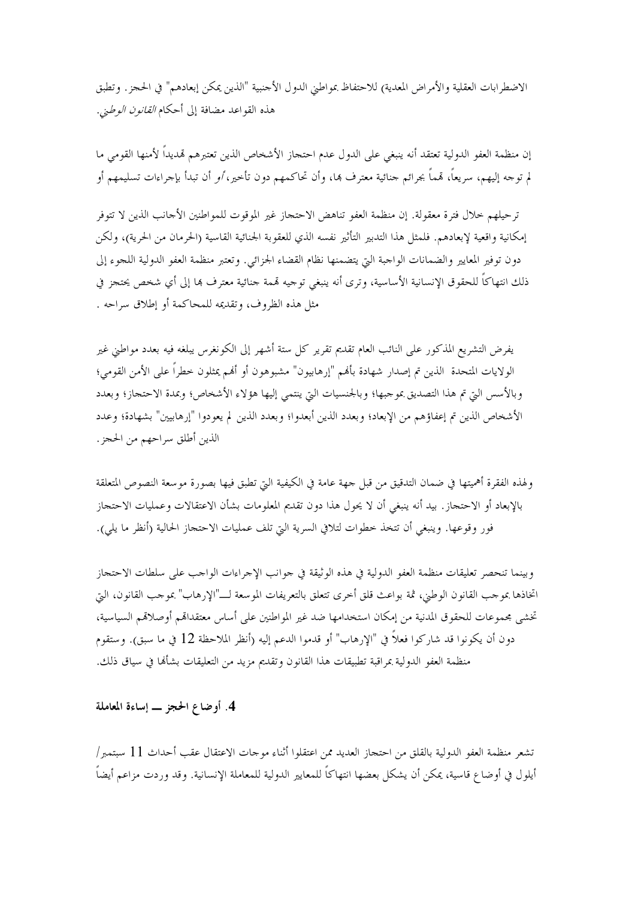الاضطرابات العقلية والأمراض المعدية) للاحتفاظ بمواطني الدول الأجنبية "الذين يمكن إبعادهم" في الحجز. وتطبق هذه القواعد مضافة إلى أحكام *القانون الوطني*.

إن منظمة العفو الدولية تعتقد أنه ينبغي على الدول عدم احتجاز الأشخاص الذين تعتبرهم تهديداً لأمنها القومي ما لم توجه إليهم، سريعاً، تهماً بجرائم جنائية معترف بها، وأن تحاكمهم دون تأخير، *أو* أن تبدأ بإجراءات تسليمهم أو ترحيلهم خلال فترة معقولة. إن منظمة العفو تناهض الاحتجاز غير الموقوت للمواطنين الأجانب الذين لا تتوفر إمكانية واقعية لإبعادهم. فلمثل هذا التدبير التأثير نفسه الذي للعقوبة الجنائية القاسية (الحرمان من الحرية)، ولكن دون توفير المعايير والضمانات الواجبة التي يتضمنها نظام القضاء الجزائي. وتعتبر منظمة العفو الدولية اللجوء إلى ذلك انتهاكاً للحقوق الإنسانية الأساسية، وترى أنه ينبغي توجيه تهمة جنائية معترف بها إلى أي شخص يحتجز في مثل هذه الظروف، وتقديمه للمحاكمة أو إطلاق سراحه .

يفرض التشريع المذكور على النائب العام تقديم تقرير كل ستة أشهر إلى الكونغرس يبلغه فيه بعدد مواطني غير الولايات المتحدة الذين تم إصدار شهادة بأنهم "إرهابيون" مشبوهون أو أنهم يمثلون خطراً على الأمن القومي؛ وبالأسس التي تم هذا التصديق بموجبها؛ وبالجنسيات التي ينتمي إليها هؤلاء الأشخاص؛ وبمدة الاحتجاز؛ وبعدد الأشخاص الذين تم إعفاؤهم من الإبعاد؛ وبعدد الذين أبعدوا؛ وبعدد الذين لم يعودوا "إرهابيين" بشهادة؛ وعدد الذين أطلق سراحهم من الحجز.

ولهذه الفقرة أهميتها في ضمان التدقيق من قبل جهة عامة في الكيفية التي تطبق فيها بصورة موسعة النصوص المتعلقة بالإبعاد أو الاحتجاز. بيد أنه ينبغي أن لا يحول هذا دون تقديم المعلومات بشأن الاعتقالات وعمليات الاحتجاز فور وقوعها. وينبغي أن تتخذ خطوات لتلافي السرية التي تلف عمليات الاحتجاز الحالية (أنظر ما يلي).

وبينما تنحصر تعليقات منظمة العفو الدولية في هذه الوثيقة في جوانب الإجراءات الواجب على سلطات الاحتجاز اتخاذها بموجب القانون الوطني، ثمة بواعث قلق أخرى تتعلق بالتعريفات الموسعة لـــ"الإرهاب" بموجب القانون، التي تخشى مجموعات للحقوق المدنية من إمكان استخدامها ضد غير المواطنين على أساس معتقداتهم أوصلاتهم السياسية، دون أن يكونوا قد شاركوا فعلاً في "الإرهاب" أو قدموا الدعم إليه (أنظر الملاحظة 12 في ما سبق). وستقوم منظمة العفو الدولية بمراقبة تطبيقات هذا القانون وتقديم مزيد من التعليقات بشأنها في سياق ذلك.

## 4. أوضاع الحجز ـــ إساءة المعاملة

تشعر منظمة العفو الدولية بالقلق من احتجاز العديد ممن اعتقلوا أثناء موجات الاعتقال عقب أحداث 11 سبتمبر/ أيلول في أوضاع قاسية، يمكن أن يشكل بعضها انتهاكاً للمعايير الدولية للمعاملة الإنسانية. وقد وردت مزاعم أيضاً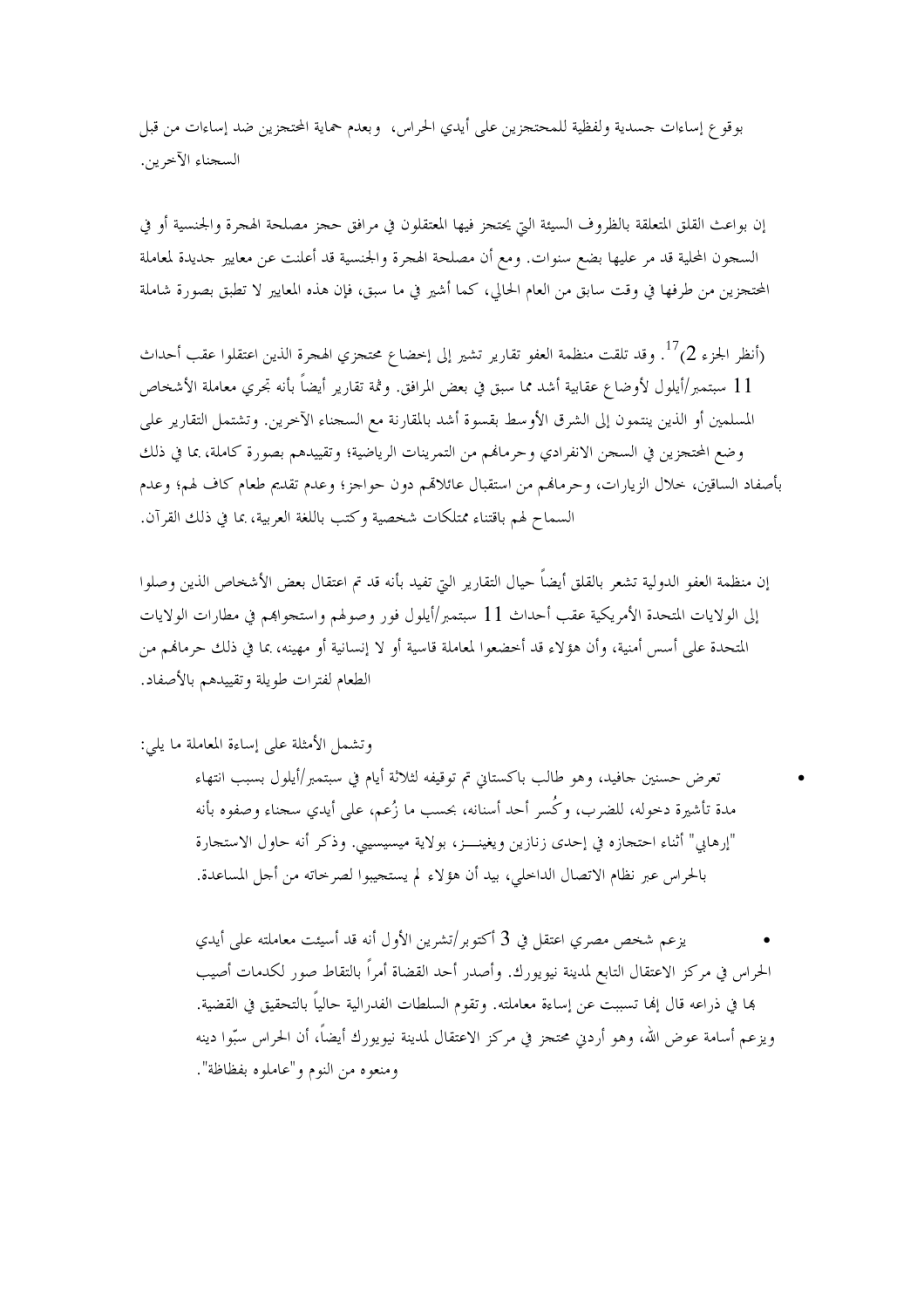بوقوع إساءات جسدية ولفظية للمحتجزين على أيدي الحراس، وبعدم حماية المحتجزين ضد إساءات من قبل السجناء الآخرين.

إن بواعث القلق المتعلقة بالظروف السيئة التي يحتجز فيها المعتقلون في مرافق حجز مصلحة الهجرة والجنسية أو في السجون المحلية قد مر عليها بضع سنوات. ومع أن مصلحة الهجرة والجنسية قد أعلنت عن معايير جديدة لمعاملة المحتجزين من طرفها في وقت سابق من العام الحالي، كما أشير في ما سبق، فإن هذه المعايير لا تطبق بصورة شاملة

(أنظر الجزء 2)[17]. وقد تلقت منظمة العفو تقارير تشير إلى إخضاع محتجزي الهجرة الذين اعتقلوا عقب أحداث 11 سبتمبر/أيلول لأوضاع عقابية أشد مما سبق في بعض المرافق. وثمة تقارير أيضاً بأنه تجري معاملة الأشخاص المسلمين أو الذين ينتمون إلى الشرق الأوسط بقسوة أشد بالمقارنة مع السجناء الآخرين. وتشتمل التقارير على وضع المحتجزين في السجن الانفرادي وحرمانهم من التمرينات الرياضية؛ وتقييدهم بصورة كاملة، بما في ذلك بأصفاد الساقين، خلال الزيارات، وحرمانهم من استقبال عائلاتهم دون حواجز؛ وعدم تقديم طعام كاف لهم؛ وعدم السماح لهم باقتناء ممتلكات شخصية وكتب باللغة العربية، بما في ذلك القرآن.

إن منظمة العفو الدولية تشعر بالقلق أيضاً حيال التقارير التي تفيد بأنه قد تم اعتقال بعض الأشخاص الذين وصلوا إلى الولايات المتحدة الأمريكية عقب أحداث 11 سبتمبر/أيلول فور وصولهم واستجوابهم في مطارات الولايات المتحدة على أسس أمنية، وأن هؤلاء قد أخضعوا لمعاملة قاسية أو لا إنسانية أو مهينة، بما في ذلك حرمانهم من الطعام لفترات طويلة وتقييدهم بالأصفاد.

وتشمل الأمثلة على إساءة المعاملة ما يلي:

- تعرض حسنين جافيد، وهو طالب باكستاني تم توقيفه لثلاثة أيام في سبتمبر/أيلول بسبب انتهاء مدة تأشيرة دخوله، للضرب، وكُسر أحد أسنانه، بحسب ما زُعم، على أيدي سجناء وصفوه بأنه "إرهابي" أثناء احتجازه في إحدى زنازين ويغينـــز، بولاية ميسيسيبي. وذكر أنه حاول الاستجارة بالحراس عبر نظام الاتصال الداخلي، بيد أن هؤلاء لم يستجيبوا لصرخاته من أجل المساعدة.

- يزعم شخص مصري اعتقل في 3 أكتوبر/تشرين الأول أنه قد أسيئت معاملته على أيدي الحراس في مركز الاعتقال التابع لمدينة نيويورك. وأصدر أحد القضاة أمراً بالتقاط صور لكدمات أصيب بها في ذراعه قال إنها تسببت عن إساءة معاملته. وتقوم السلطات الفدرالية حالياً بالتحقيق في القضية. ويزعم أسامة عوض الله، وهو أردني محتجز في مركز الاعتقال لمدينة نيويورك أيضاً، أن الحراس سبّوا دينه ومنعوه من النوم و"عاملوه بفظاظة".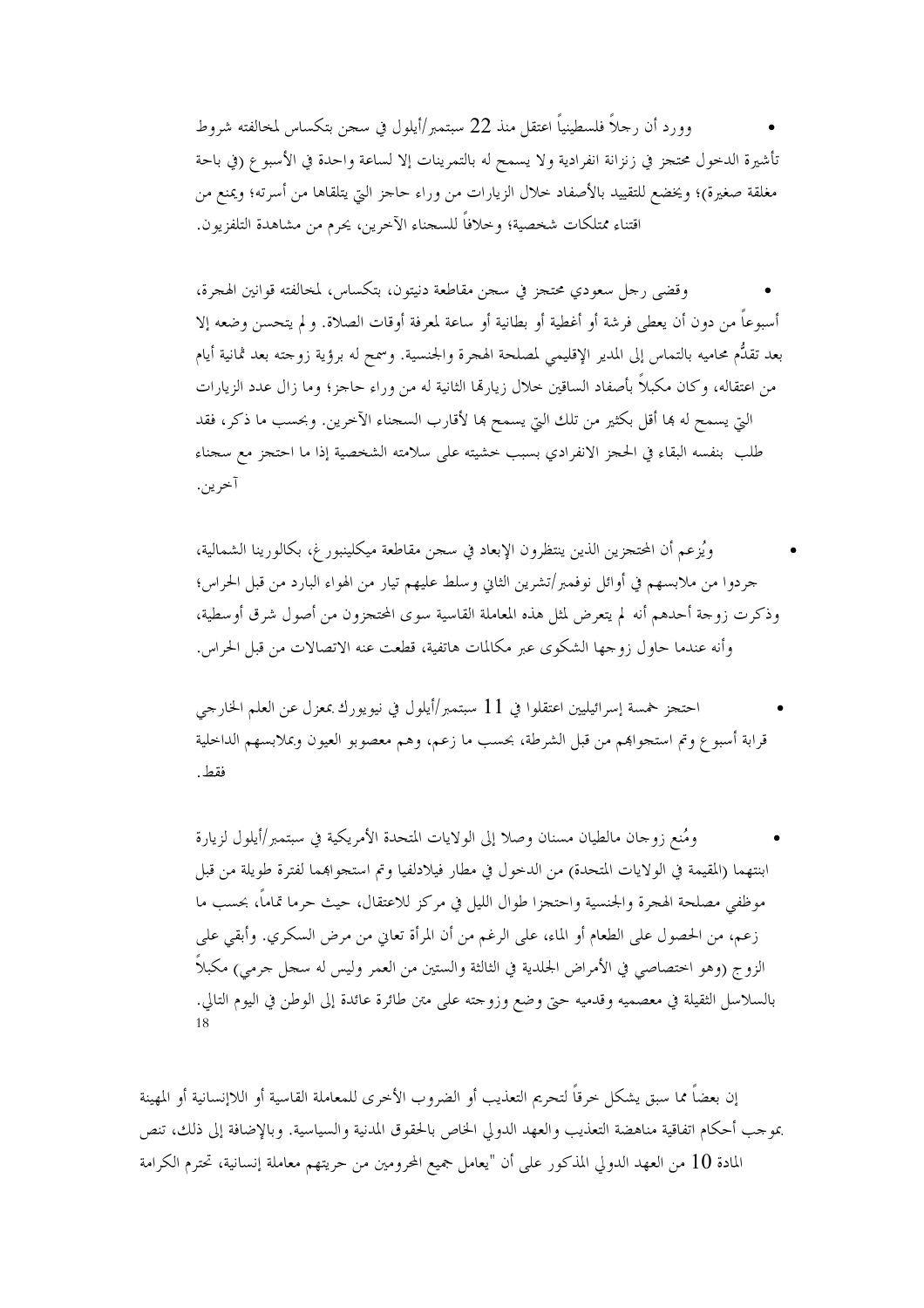- وورد أن رجلاً فلسطينياً اعتقل منذ 22 سبتمبر/أيلول في سجن بتكساس لمخالفته شروط تأشيرة الدخول محتجز في زنزانة انفرادية ولا يسمح له بالتمرينات إلا لساعة واحدة في الأسبوع (في باحة مغلقة صغيرة)؛ ويخضع للتقييد بالأصفاد خلال الزيارات من وراء حاجز التي يتلقاها من أسرته؛ ويمنع من اقتناء ممتلكات شخصية؛ وخلافاً للسجناء الآخرين، يحرم من مشاهدة التلفزيون.

- وقضى رجل سعودي محتجز في سجن مقاطعة دنيتون، بتكساس، لمخالفته قوانين الهجرة، أسبوعاً من دون أن يعطى فرشة أو أغطية أو بطانية أو ساعة لمعرفة أوقات الصلاة. ولم يتحسن وضعه إلا بعد تقدُّم محاميه بالتماس إلى المدير الإقليمي لمصلحة الهجرة والجنسية. وسمح له برؤية زوجته بعد ثمانية أيام من اعتقاله، وكان مكبلاً بأصفاد الساقين خلال زيارتها الثانية له من وراء حاجز؛ وما زال عدد الزيارات التي يسمح له بها أقل بكثير من تلك التي يسمح بها لأقارب السجناء الآخرين. وبحسب ما ذكر، فقد طلب بنفسه البقاء في الحجز الانفرادي بسبب خشيته على سلامته الشخصية إذا ما احتجز مع سجناء آخرين.

- ويُزعم أن المحتجزين الذين ينتظرون الإبعاد في سجن مقاطعة ميكلينبورغ، بكالورينا الشمالية، جردوا من ملابسهم في أوائل نوفمبر/تشرين الثاني وسلط عليهم تيار من الهواء البارد من قبل الحراس؛ وذكرت زوجة أحدهم أنه لم يتعرض لمثل هذه المعاملة القاسية سوى المحتجزون من أصول شرق أوسطية، وأنه عندما حاول زوجها الشكوى عبر مكالمات هاتفية، قطعت عنه الاتصالات من قبل الحراس.

- احتجز خمسة إسرائيليين اعتقلوا في 11 سبتمبر/أيلول في نيويورك بمعزل عن العلم الخارجي قرابة أسبوع وتم استجوابهم من قبل الشرطة، بحسب ما زعم، وهم معصوبو العيون وبملابسهم الداخلية فقط.

- ومُنع زوجان مالطيان مسنان وصلا إلى الولايات المتحدة الأمريكية في سبتمبر/أيلول لزيارة ابنتهما (المقيمة في الولايات المتحدة) من الدخول في مطار فيلادلفيا وتم استجوابهما لفترة طويلة من قبل موظفي مصلحة الهجرة والجنسية واحتجزا طوال الليل في مركز للاعتقال، حيث حرما تماماً، بحسب ما زعم، من الحصول على الطعام أو الماء، على الرغم من أن المرأة تعاني من مرض السكري. وأبقي على الزوج (وهو اختصاصي في الأمراض الجلدية في الثالثة والستين من العمر وليس له سجل جرمي) مكبلاً بالسلاسل الثقيلة في معصميه وقدميه حتى وضع وزوجته على متن طائرة عائدة إلى الوطن في اليوم التالي.[18]

إن بعضاً مما سبق يشكل خرقاً لتحريم التعذيب أو الضروب الأخرى للمعاملة القاسية أو اللاإنسانية أو المهينة بموجب أحكام اتفاقية مناهضة التعذيب والعهد الدولي الخاص بالحقوق المدنية والسياسية. وبالإضافة إلى ذلك، تنص المادة 10 من العهد الدولي المذكور على أن "يعامل جميع المحرومين من حريتهم معاملة إنسانية، تحترم الكرامة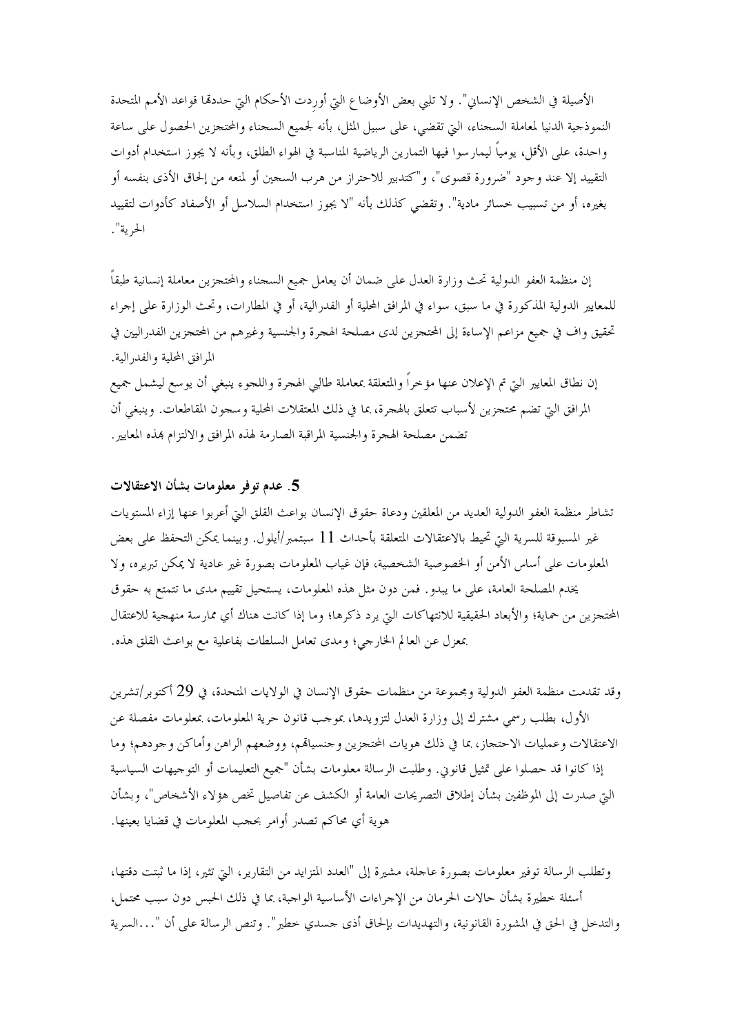الأصيلة في الشخص الإنساني". ولا تلبي بعض الأوضاع التي أوردت الأحكام التي حددتها قواعد الأمم المتحدة النموذجية الدنيا لمعاملة السجناء، التي تقضي، على سبيل المثل، بأنه لجميع السجناء والمحتجزين الحصول على ساعة واحدة، على الأقل، يومياً ليمارسوا فيها التمارين الرياضية المناسبة في الهواء الطلق، وبأنه لا يجوز استخدام أدوات التقييد إلا عند وجود "ضرورة قصوى"، و"كتدبير للاحتراز من هرب السجين أو لمنعه من إلحاق الأذى بنفسه أو بغيره، أو من تسبيب خسائر مادية". وتقضي كذلك بأنه "لا يجوز استخدام السلاسل أو الأصفاد كأدوات لتقييد الحرية".

إن منظمة العفو الدولية تحث وزارة العدل على ضمان أن يعامل جميع السجناء والمحتجزين معاملة إنسانية طبقاً للمعايير الدولية المذكورة في ما سبق، سواء في المرافق المحلية أو الفدرالية، أو في المطارات، وتحث الوزارة على إجراء تحقيق واف في جميع مزاعم الإساءة إلى المحتجزين لدى مصلحة الهجرة والجنسية وغيرهم من المحتجزين الفدراليين في المرافق المحلية والفدرالية.

إن نطاق المعايير التي تم الإعلان عنها مؤخراً والمتعلقة بمعاملة طالبي الهجرة واللجوء ينبغي أن يوسع ليشمل جميع المرافق التي تضم محتجزين لأسباب تتعلق بالهجرة، بما في ذلك المعتقلات المحلية وسجون المقاطعات. وينبغي أن تضمن مصلحة الهجرة والجنسية المراقبة الصارمة لهذه المرافق والالتزام بهذه المعايير.

### 5. عدم توفر معلومات بشأن الاعتقالات

تشاطر منظمة العفو الدولية العديد من المعلقين ودعاة حقوق الإنسان بواعث القلق التي أعربوا عنها إزاء المستويات غير المسبوقة للسرية التي تحيط بالاعتقالات المتعلقة بأحداث 11 سبتمبر/أيلول. وبينما يمكن التحفظ على بعض المعلومات على أساس الأمن أو الخصوصية الشخصية، فإن غياب المعلومات بصورة غير عادية لا يمكن تبريره، ولا يخدم المصلحة العامة، على ما يبدو. فمن دون مثل هذه المعلومات، يستحيل تقييم مدى ما تتمتع به حقوق المحتجزين من حماية؛ والأبعاد الحقيقية للانتهاكات التي يرد ذكرها؛ وما إذا كانت هناك أي ممارسة منهجية للاعتقال بمعزل عن العالم الخارجي؛ ومدى تعامل السلطات بفاعلية مع بواعث القلق هذه.

وقد تقدمت منظمة العفو الدولية ومجموعة من منظمات حقوق الإنسان في الولايات المتحدة، في 29 أكتوبر/تشرين الأول، بطلب رسمي مشترك إلى وزارة العدل لتزويدها، بموجب قانون حرية المعلومات، بمعلومات مفصلة عن الاعتقالات وعمليات الاحتجاز، بما في ذلك هويات المحتجزين وجنسياتهم، ووضعهم الراهن وأماكن وجودهم؛ وما إذا كانوا قد حصلوا على تمثيل قانوني. وطلبت الرسالة معلومات بشأن "جميع التعليمات أو التوجيهات السياسية التي صدرت إلى الموظفين بشأن إطلاق التصريحات العامة أو الكشف عن تفاصيل تخص هؤلاء الأشخاص"، وبشأن هوية أي محاكم تصدر أوامر بحجب المعلومات في قضايا بعينها.

وتطلب الرسالة توفير معلومات بصورة عاجلة، مشيرة إلى "العدد المتزايد من التقارير، التي تثير، إذا ما ثبتت دقتها، أسئلة خطيرة بشأن حالات الحرمان من الإجراءات الأساسية الواجبة، بما في ذلك الحبس دون سبب محتمل، والتدخل في الحق في المشورة القانونية، والتهديدات بإلحاق أذى جسدي خطير". وتنص الرسالة على أن "...السرية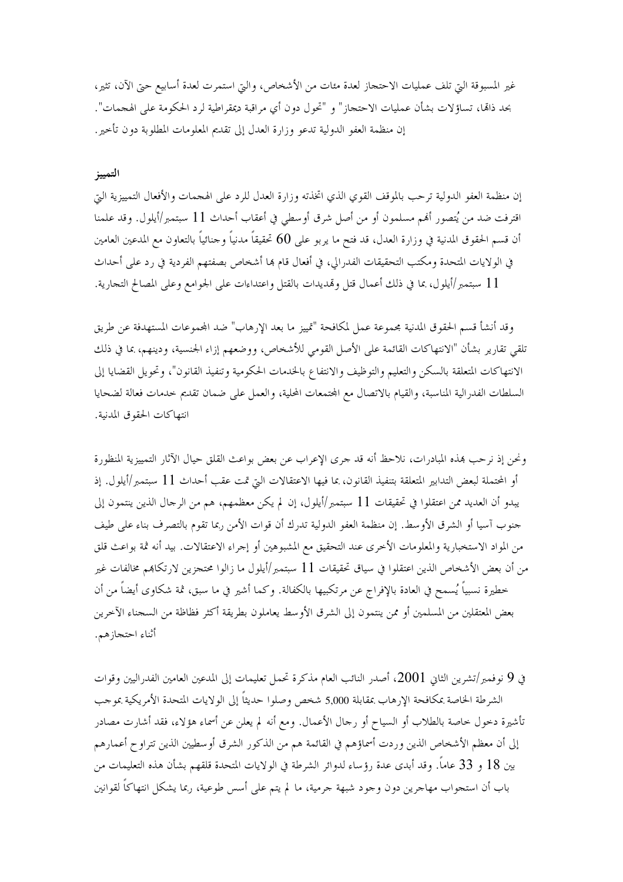غير المسبوقة التي تلف عمليات الاحتجاز لعدة مئات من الأشخاص، والتي استمرت لعدة أسابيع حتى الآن، تثير، بحد ذاتها، تساؤلات بشأن عمليات الاحتجاز" و "تحول دون أي مراقبة ديمقراطية لرد الحكومة على الهجمات". إن منظمة العفو الدولية تدعو وزارة العدل إلى تقديم المعلومات المطلوبة دون تأخير.

### التمييز

إن منظمة العفو الدولية ترحب بالموقف القوي الذي اتخذته وزارة العدل للرد على الهجمات والأفعال التمييزية التي اقترفت ضد من يُتصور أنهم مسلمون أو من أصل شرق أوسطي في أعقاب أحداث 11 سبتمبر/أيلول. وقد علمنا أن قسم الحقوق المدنية في وزارة العدل، قد فتح ما يربو على 60 تحقيقاً مدنياً وجنائياً بالتعاون مع المدعين العامين في الولايات المتحدة ومكتب التحقيقات الفدرالي، في أفعال قام بها أشخاص بصفتهم الفردية في رد على أحداث 11 سبتمبر/أيلول، بما في ذلك أعمال قتل وتهديدات بالقتل واعتداءات على الجوامع وعلى المصالح التجارية.

وقد أنشأ قسم الحقوق المدنية مجموعة عمل لمكافحة "تمييز ما بعد الإرهاب" ضد المجموعات المستهدفة عن طريق تلقي تقارير بشأن "الانتهاكات القائمة على الأصل القومي للأشخاص، ووضعهم إزاء الجنسية، ودينهم، بما في ذلك الانتهاكات المتعلقة بالسكن والتعليم والتوظيف والانتفاع بالخدمات الحكومية وتنفيذ القانون"، وتحويل القضايا إلى السلطات الفدرالية المناسبة، والقيام بالاتصال مع المجتمعات المحلية، والعمل على ضمان تقديم خدمات فعالة لضحايا انتهاكات الحقوق المدنية.

ونحن إذ نرحب بهذه المبادرات، نلاحظ أنه قد جرى الإعراب عن بعض بواعث القلق حيال الآثار التمييزية المنظورة أو المحتملة لبعض التدابير المتعلقة بتنفيذ القانون، بما فيها الاعتقالات التي تمت عقب أحداث 11 سبتمبر/أيلول. إذ يبدو أن العديد ممن اعتقلوا في تحقيقات 11 سبتمبر/أيلول، إن لم يكن معظمهم، هم من الرجال الذين ينتمون إلى جنوب آسيا أو الشرق الأوسط. إن منظمة العفو الدولية تدرك أن قوات الأمن ربما تقوم بالتصرف بناء على طيف من المواد الاستخبارية والمعلومات الأخرى عند التحقيق مع المشبوهين أو إجراء الاعتقالات. بيد أنه ثمة بواعث قلق من أن بعض الأشخاص الذين اعتقلوا في سياق تحقيقات 11 سبتمبر/أيلول ما زالوا محتجزين لارتكابهم مخالفات غير خطيرة نسبياً يُسمح في العادة بالإفراج عن مرتكبيها بالكفالة. وكما أشير في ما سبق، ثمة شكاوى أيضاً من أن بعض المعتقلين من المسلمين أو ممن ينتمون إلى الشرق الأوسط يعاملون بطريقة أكثر فظاظة من السجناء الآخرين أثناء احتجازهم.

في 9 نوفمبر/تشرين الثاني 2001، أصدر النائب العام مذكرة تحمل تعليمات إلى المدعين العامين الفدراليين وقوات الشرطة الخاصة بمكافحة الإرهاب بمقابلة 5,000 شخص وصلوا حديثاً إلى الولايات المتحدة الأمريكية بموجب تأشيرة دخول خاصة بالطلاب أو السياح أو رجال الأعمال. ومع أنه لم يعلن عن أسماء هؤلاء، فقد أشارت مصادر إلى أن معظم الأشخاص الذين وردت أسماؤهم في القائمة هم من الذكور الشرق أوسطيين الذين تتراوح أعمارهم بين 18 و 33 عاماً. وقد أبدى عدة رؤساء لدوائر الشرطة في الولايات المتحدة قلقهم بشأن هذه التعليمات من باب أن استجواب مهاجرين دون وجود شبهة جرمية، ما لم يتم على أسس طوعية، ربما يشكل انتهاكاً لقوانين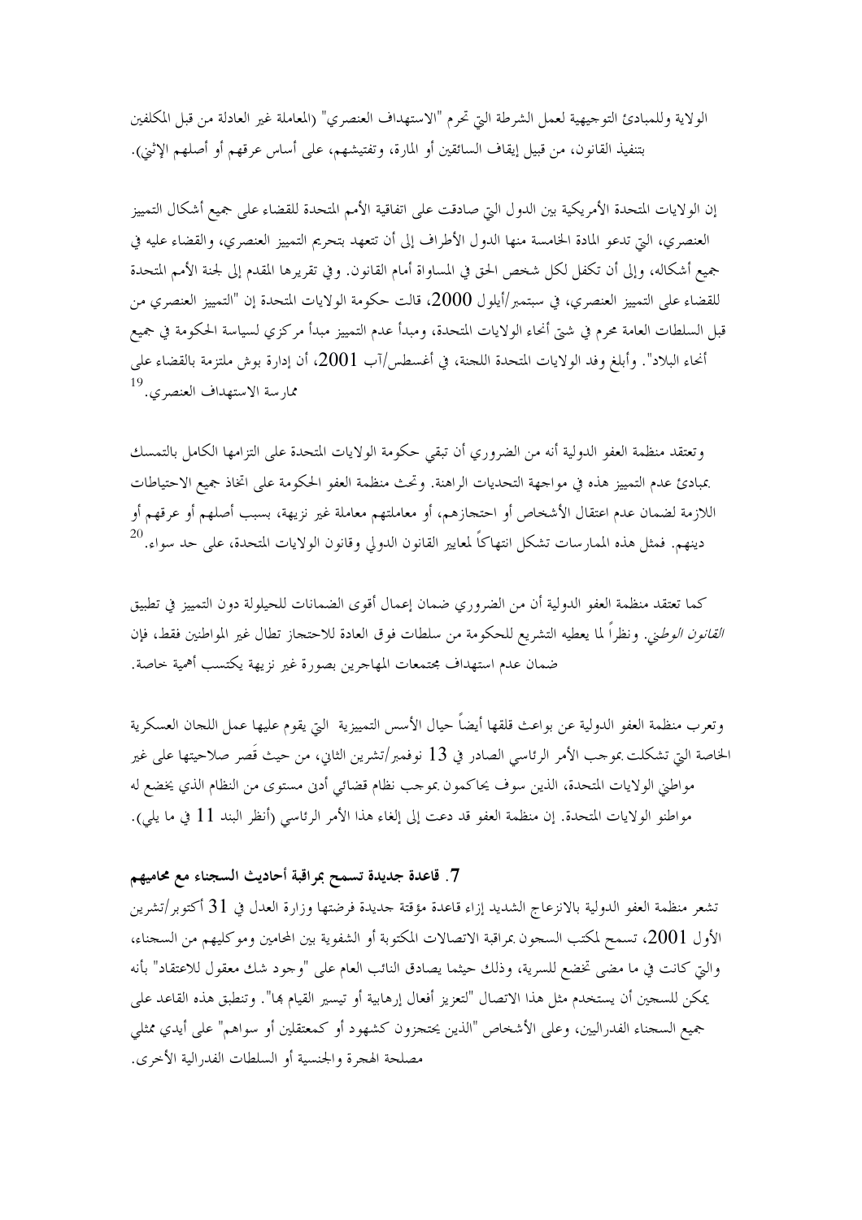الولاية وللمبادئ التوجيهية لعمل الشرطة التي تحرم "الاستهداف العنصري" (المعاملة غير العادلة من قبل المكلفين بتنفيذ القانون، من قبيل إيقاف السائقين أو المارة، وتفتيشهم، على أساس عرقهم أو أصلهم الإثني).

إن الولايات المتحدة الأمريكية بين الدول التي صادقت على اتفاقية الأمم المتحدة للقضاء على جميع أشكال التمييز العنصري، التي تدعو المادة الخامسة منها الدول الأطراف إلى أن تتعهد بتحريم التمييز العنصري، والقضاء عليه في جميع أشكاله، وإلى أن تكفل لكل شخص الحق في المساواة أمام القانون. وفي تقريرها المقدم إلى لجنة الأمم المتحدة للقضاء على التمييز العنصري، في سبتمبر/أيلول 2000، قالت حكومة الولايات المتحدة إن "التمييز العنصري من قبل السلطات العامة محرم في شتى أنحاء الولايات المتحدة، ومبدأ عدم التمييز مبدأ مركزي لسياسة الحكومة في جميع أنحاء البلاد". وأبلغ وفد الولايات المتحدة اللجنة، في أغسطس/آب 2001، أن إدارة بوش ملتزمة بالقضاء على ممارسة الاستهداف العنصري.[19]

وتعتقد منظمة العفو الدولية أنه من الضروري أن تبقى حكومة الولايات المتحدة على التزامها الكامل بالتمسك بمبادئ عدم التمييز هذه في مواجهة التحديات الراهنة. وتحث منظمة العفو الحكومة على اتخاذ جميع الاحتياطات اللازمة لضمان عدم اعتقال الأشخاص أو احتجازهم، أو معاملتهم معاملة غير نزيهة، بسبب أصلهم أو عرقهم أو دينهم. فمثل هذه الممارسات تشكل انتهاكاً لمعايير القانون الدولي وقانون الولايات المتحدة، على حد سواء.[20]

كما تعتقد منظمة العفو الدولية أن من الضروري ضمان إعمال أقوى الضمانات للحيلولة دون التمييز في تطبيق *القانون الوطني*. ونظراً لما يعطيه التشريع للحكومة من سلطات فوق العادة للاحتجاز تطال غير المواطنين فقط، فإن ضمان عدم استهداف مجتمعات المهاجرين بصورة غير نزيهة يكتسب أهمية خاصة.

وتعرب منظمة العفو الدولية عن بواعث قلقها أيضاً حيال الأسس التمييزية التي يقوم عليها عمل اللجان العسكرية الخاصة التي تشكلت بموجب الأمر الرئاسي الصادر في 13 نوفمبر/تشرين الثاني، من حيث قَصر صلاحيتها على غير مواطني الولايات المتحدة، الذين سوف يحاكمون بموجب نظام قضائي أدنى مستوى من النظام الذي يخضع له مواطنو الولايات المتحدة. إن منظمة العفو قد دعت إلى إلغاء هذا الأمر الرئاسي (أنظر البند 11 في ما يلي).

### 7. قاعدة جديدة تسمح بمراقبة أحاديث السجناء مع محاميهم

تشعر منظمة العفو الدولية بالانزعاج الشديد إزاء قاعدة جديدة مؤقتة فرضتها وزارة العدل في 31 أكتوبر/تشرين الأول 2001، تسمح لمكتب السجون بمراقبة الاتصالات المكتوبة أو الشفوية بين المحامين وموكليهم من السجناء، والتي كانت في ما مضى تخضع للسرية، وذلك حيثما يصادق النائب العام على "وجود شك معقول للاعتقاد" بأنه يمكن للسجين أن يستخدم مثل هذا الاتصال "لتعزيز أفعال إرهابية أو تيسير القيام بها". وتنطبق هذه القاعد على جميع السجناء الفدراليين، وعلى الأشخاص "الذين يحتجزون كشهود أو كمعتقلين أو سواهم" على أيدي ممثلي مصلحة الهجرة والجنسية أو السلطات الفدرالية الأخرى.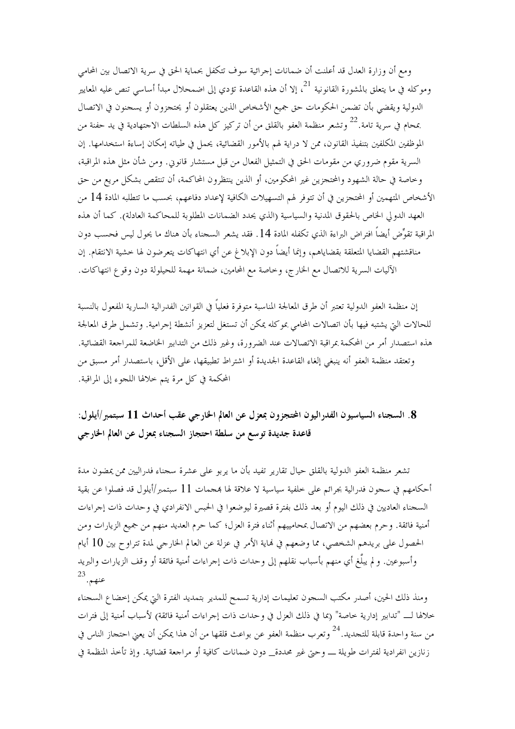ومع أن وزارة العدل قد أعلنت أن ضمانات إجرائية سوف تتكفل بحماية الحق في سرية الاتصال بين المحامي وموكله في ما يتعلق بالمشورة القانونية [21]، إلا أن هذه القاعدة تؤدي إلى اضمحلال مبدأ أساسي تنص عليه المعايير الدولية ويقضي بأن تضمن الحكومات حق جميع الأشخاص الذين يعتقلون أو يحتجزون أو يسجنون في الاتصال بمحام في سرية تامة.[22] وتشعر منظمة العفو بالقلق من أن تركيز كل هذه السلطات الاجتهادية في يد حفنة من الموظفين المكلفين بتنفيذ القانون، ممن لا دراية لهم بالأمور القضائية، يحمل في طياته إمكان إساءة استخدامها. إن السرية مقوم ضروري من مقومات الحق في التمثيل الفعال من قبل مستشار قانوني. ومن شأن مثل هذه المراقبة، وخاصة في حالة الشهود والمحتجزين غير المحكومين، أو الذين ينتظرون المحاكمة، أن تنتقص بشكل مريع من حق الأشخاص المتهمين أو المحتجزين في أن تتوفر لهم التسهيلات الكافية لإعداد دفاعهم، بحسب ما تتطلبه المادة 14 من العهد الدولي الخاص بالحقوق المدنية والسياسية (الذي يحدد الضمانات المطلوبة للمحاكمة العادلة). كما أن هذه المراقبة تقوِّض أيضاً افتراض البراءة الذي تكفله المادة 14. فقد يشعر السجناء بأن هناك ما يحول ليس فحسب دون مناقشتهم القضايا المتعلقة بقضاياهم، وإنما أيضاً دون الإبلاغ عن أي انتهاكات يتعرضون لها خشية الانتقام. إن الآليات السرية للاتصال مع الخارج، وخاصة مع المحامين، ضمانة مهمة للحيلولة دون وقوع انتهاكات.

إن منظمة العفو الدولية تعتبر أن طرق المعالجة المناسبة متوفرة فعلياً في القوانين الفدرالية السارية المفعول بالنسبة للحالات التي يشتبه فيها بأن اتصالات المحامي بموكله يمكن أن تستغل لتعزيز أنشطة إجرامية. وتشمل طرق المعالجة هذه استصدار أمر من المحكمة بمراقبة الاتصالات عند الضرورة، وغير ذلك من التدابير الخاضعة للمراجعة القضائية. وتعتقد منظمة العفو أنه ينبغي إلغاء القاعدة الجديدة أو اشتراط تطبيقها، على الأقل، باستصدار أمر مسبق من المحكمة في كل مرة يتم خلالها اللجوء إلى المراقبة.

## 8. السجناء السياسيون الفدراليون المحتجزون بمعزل عن العالم الخارجي عقب أحداث 11 سبتمبر/أيلول: قاعدة جديدة توسع من سلطة احتجاز السجناء بمعزل عن العالم الخارجي

تشعر منظمة العفو الدولية بالقلق حيال تقارير تفيد بأن ما يربو على عشرة سجناء فدراليين ممن يمضون مدة أحكامهم في سجون فدرالية بجرائم على خلفية سياسية لا علاقة لها بهجمات 11 سبتمبر/أيلول قد فصلوا عن بقية السجناء العاديين في ذلك اليوم أو بعد ذلك بفترة قصيرة ليوضعوا في الحبس الانفرادي في وحدات ذات إجراءات أمنية فائقة. وحرم بعضهم من الاتصال بمحامييهم أثناء فترة العزل؛ كما حرم العديد منهم من جميع الزيارات ومن الحصول على بريدهم الشخصي، مما وضعهم في نهاية الأمر في عزلة عن العالم الخارجي لمدة تتراوح بين 10 أيام وأسبوعين. ولم يبلَّغ أي منهم بأسباب نقلهم إلى وحدات ذات إجراءات أمنية فائقة أو وقف الزيارات والبريد عنهم.[23]

ومنذ ذلك الحين، أصدر مكتب السجون تعليمات إدارية تسمح للمدير بتمديد الفترة التي يمكن إخضاع السجناء خلالها لـــ "تدابير إدارية خاصة" (بما في ذلك العزل في وحدات ذات إجراءات أمنية فائقة) لأسباب أمنية إلى فترات من سنة واحدة قابلة للتجديد.[24] وتعرب منظمة العفو عن بواعث قلقها من أن هذا يمكن أن يعني احتجاز الناس في زنازين انفرادية لفترات طويلة ـــ وحتى غير محددة_ دون ضمانات كافية أو مراجعة قضائية. وإذ تأخذ المنظمة في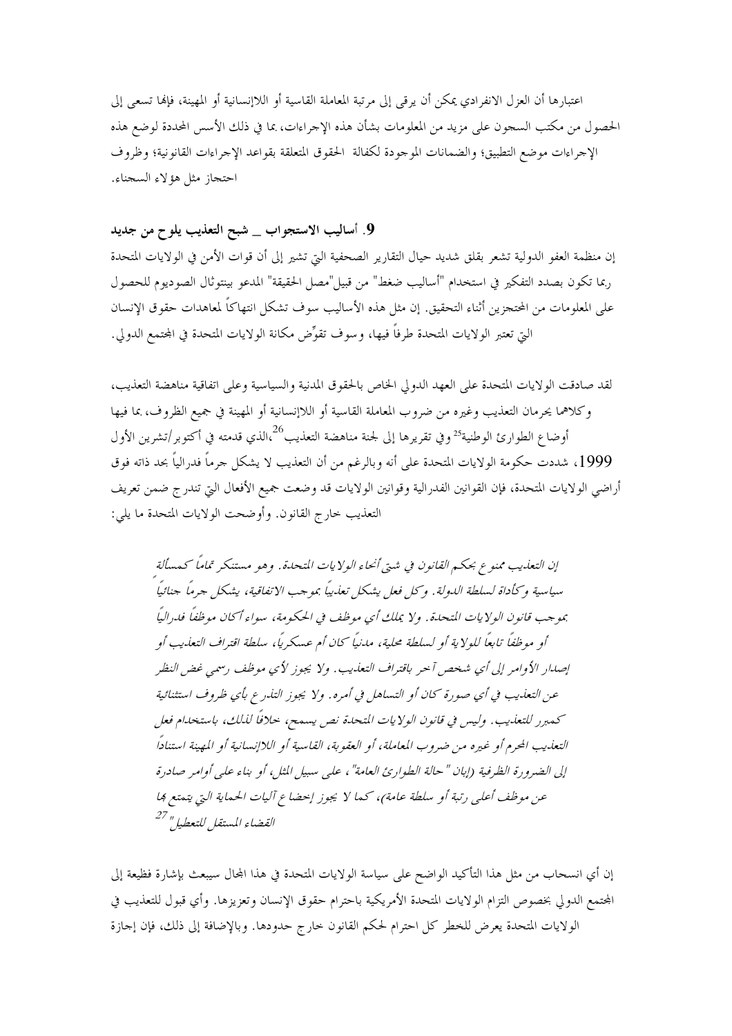اعتبارها أن العزل الانفرادي يمكن أن يرقى إلى مرتبة المعاملة القاسية أو اللاإنسانية أو المهينة، فإنها تسعى إلى الحصول من مكتب السجون على مزيد من المعلومات بشأن هذه الإجراءات، بما في ذلك الأسس المحددة لوضع هذه الإجراءات موضع التطبيق؛ والضمانات الموجودة لكفالة الحقوق المتعلقة بقواعد الإجراءات القانونية؛ وظروف احتجاز مثل هؤلاء السجناء.

### 9. أساليب الاستجواب _ شبح التعذيب يلوح من جديد

إن منظمة العفو الدولية تشعر بقلق شديد حيال التقارير الصحفية التي تشير إلى أن قوات الأمن في الولايات المتحدة ربما تكون بصدد التفكير في استخدام "أساليب ضغط" من قبيل"مصل الحقيقة" المدعو بينتوثال الصوديوم للحصول على المعلومات من المحتجزين أثناء التحقيق. إن مثل هذه الأساليب سوف تشكل انتهاكاً لمعاهدات حقوق الإنسان التي تعتبر الولايات المتحدة طرفاً فيها، وسوف تقوِّض مكانة الولايات المتحدة في المجتمع الدولي.

لقد صادقت الولايات المتحدة على العهد الدولي الخاص بالحقوق المدنية والسياسية وعلى اتفاقية مناهضة التعذيب، وكلاهما يحرمان التعذيب وغيره من ضروب المعاملة القاسية أو اللاإنسانية أو المهينة في جميع الظروف، بما فيها أوضاع الطوارئ الوطنية[25] وفي تقريرها إلى لجنة مناهضة التعذيب[26]،الذي قدمته في أكتوبر/تشرين الأول 1999، شددت حكومة الولايات المتحدة على أنه وبالرغم من أن التعذيب لا يشكل جرماً فدرالياً بحد ذاته فوق أراضي الولايات المتحدة، فإن القوانين الفدرالية وقوانين الولايات قد وضعت جميع الأفعال التي تندرج ضمن تعريف التعذيب خارج القانون. وأوضحت الولايات المتحدة ما يلي:

> *إن التعذيب ممنوع بحكم القانون في شتى أنحاء الولايات المتحدة. وهو مستنكر تماماً كمسألة سياسية وكأداة لسلطة الدولة. وكل فعل يشكل تعذيباً بموجب الاتفاقية، يشكل جرماً جنائياً بموجب قانون الولايات المتحدة. ولا يملك أي موظف في الحكومة، سواء أكان موظفاً فدرالياً أو موظفاً تابعاً للولاية أو لسلطة محلية، مدنياً كان أم عسكرياً، سلطة اقتراف التعذيب أو إصدار الأوامر إلى أي شخص آخر باقتراف التعذيب. ولا يجوز لأي موظف رسمي غض النظر عن التعذيب في أي صورة كان أو التساهل في أمره. ولا يجوز التذرع بأي ظروف استثنائية كمبرر للتعذيب. وليس في قانون الولايات المتحدة نص يسمح، خلافاً لذلك، باستخدام فعل التعذيب المحرم أو غيره من ضروب المعاملة، أو العقوبة، القاسية أو اللاإنسانية أو المهينة استناداً إلى الضرورة الظرفية (إبان "حالة الطوارئ العامة"، على سبيل المثل، أو بناء على أوامر صادرة عن موظف أعلى رتبة أو سلطة عامة)، كما لا يجوز إخضاع آليات الحماية التي يتمتع بها القضاء المستقل للتعطيل"[27]*

إن أي انسحاب من مثل هذا التأكيد الواضح على سياسة الولايات المتحدة في هذا المجال سيبعث بإشارة فظيعة إلى المجتمع الدولي بخصوص التزام الولايات المتحدة الأمريكية باحترام حقوق الإنسان وتعزيزها. وأي قبول للتعذيب في الولايات المتحدة يعرض للخطر كل احترام لحكم القانون خارج حدودها. وبالإضافة إلى ذلك، فإن إجازة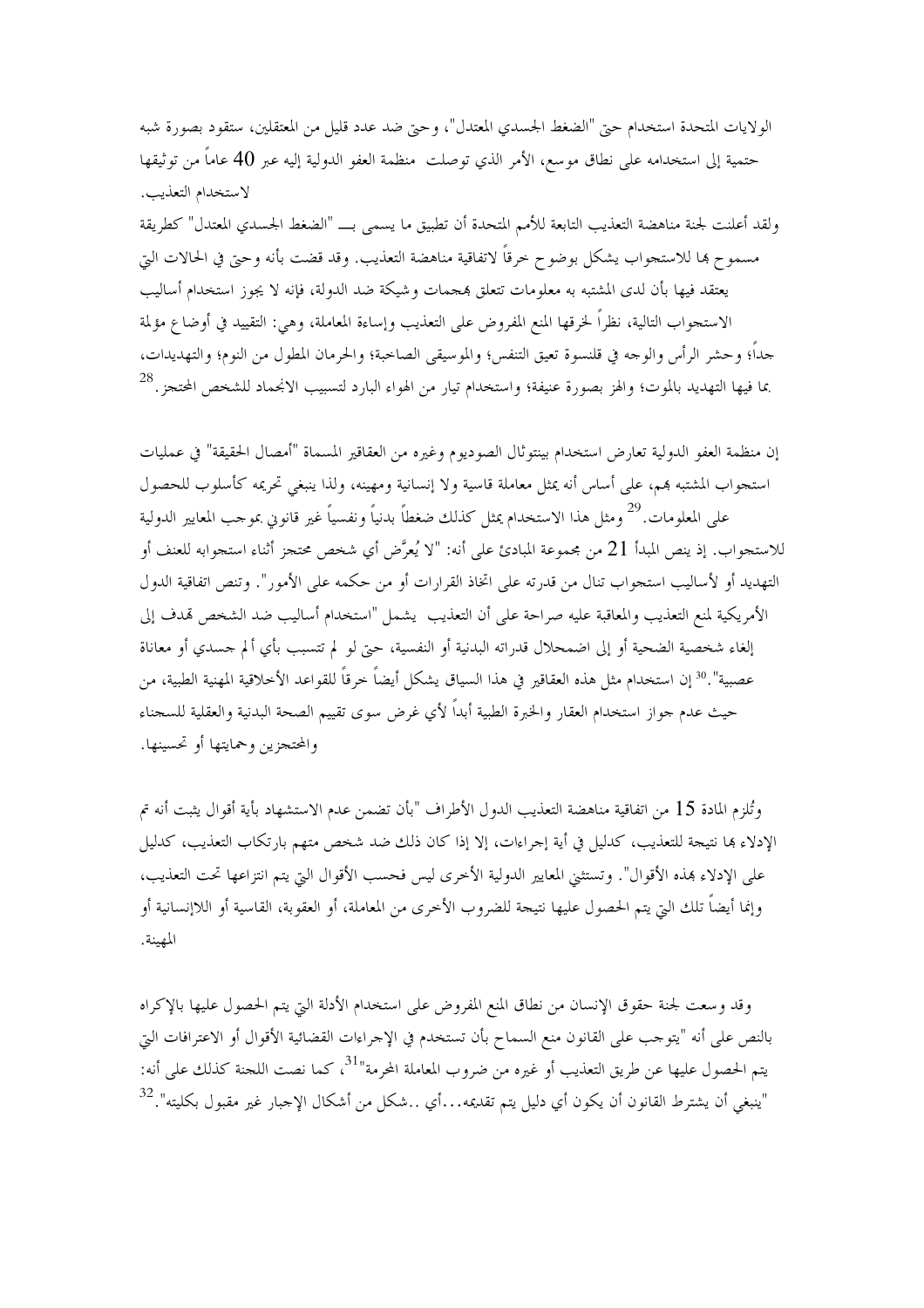الولايات المتحدة استخدام حتى "الضغط الجسدي المعتدل"، وحتى ضد عدد قليل من المعتقلين، ستقود بصورة شبه حتمية إلى استخدامه على نطاق موسع، الأمر الذي توصلت منظمة العفو الدولية إليه عبر 40 عاماً من توثيقها لاستخدام التعذيب.

ولقد أعلنت لجنة مناهضة التعذيب التابعة للأمم المتحدة أن تطبيق ما يسمى بـــ "الضغط الجسدي المعتدل" كطريقة مسموح بها للاستجواب يشكل بوضوح خرقاً لاتفاقية مناهضة التعذيب. وقد قضت بأنه وحتى في الحالات التي يعتقد فيها بأن لدى المشتبه به معلومات تتعلق بهجمات وشيكة ضد الدولة، فإنه لا يجوز استخدام أساليب الاستجواب التالية، نظراً لخرقها المنع المفروض على التعذيب وإساءة المعاملة، وهي: التقييد في أوضاع مؤلمة جداً؛ وحشر الرأس والوجه في قلنسوة تعيق التنفس؛ والموسيقى الصاخبة؛ والحرمان المطول من النوم؛ والتهديدات، بما فيها التهديد بالموت؛ والهز بصورة عنيفة؛ واستخدام تيار من الهواء البارد لتسبيب الانجماد للشخص المحتجز.[28]

إن منظمة العفو الدولية تعارض استخدام بينتوثال الصوديوم وغيره من العقاقير المسماة "أمصال الحقيقة" في عمليات استجواب المشتبه بهم، على أساس أنه يمثل معاملة قاسية ولا إنسانية ومهينة، ولذا ينبغي تحريمه كأسلوب للحصول على المعلومات.[29] ومثل هذا الاستخدام يمثل كذلك ضغطاً بدنياً ونفسياً غير قانوني بموجب المعايير الدولية للاستجواب. إذ ينص المبدأ 21 من مجموعة المبادئ على أنه: "لا يُعرَّض أي شخص محتجز أثناء استجوابه للعنف أو التهديد أو لأساليب استجواب تنال من قدرته على اتخاذ القرارات أو من حكمه على الأمور". وتنص اتفاقية الدول الأمريكية لمنع التعذيب والمعاقبة عليه صراحة على أن التعذيب يشمل "استخدام أساليب ضد الشخص تهدف إلى إلغاء شخصية الضحية أو إلى اضمحلال قدراته البدنية أو النفسية، حتى لو لم تتسبب بأي ألم جسدي أو معاناة عصبية".[30] إن استخدام مثل هذه العقاقير في هذا السياق يشكل أيضاً خرقاً للقواعد الأخلاقية المهنية الطبية، من حيث عدم جواز استخدام العقار والخبرة الطبية أبداً لأي غرض سوى تقييم الصحة البدنية والعقلية للسجناء والمحتجزين وحمايتها أو تحسينها.

وتُلزم المادة 15 من اتفاقية مناهضة التعذيب الدول الأطراف "بأن تضمن عدم الاستشهاد بأية أقوال يثبت أنه تم الإدلاء بها نتيجة للتعذيب، كدليل في أية إجراءات، إلا إذا كان ذلك ضد شخص متهم بارتكاب التعذيب، كدليل على الإدلاء بهذه الأقوال". وتستثني المعايير الدولية الأخرى ليس فحسب الأقوال التي يتم انتزاعها تحت التعذيب، وإنما أيضاً تلك التي يتم الحصول عليها نتيجة للضروب الأخرى من المعاملة، أو العقوبة، القاسية أو اللاإنسانية أو المهينة.

وقد وسعت لجنة حقوق الإنسان من نطاق المنع المفروض على استخدام الأدلة التي يتم الحصول عليها بالإكراه بالنص على أنه "يتوجب على القانون منع السماح بأن تستخدم في الإجراءات القضائية الأقوال أو الاعترافات التي يتم الحصول عليها عن طريق التعذيب أو غيره من ضروب المعاملة المحرمة"[31]، كما نصت اللجنة كذلك على أنه: "ينبغي أن يشترط القانون أن يكون أي دليل يتم تقديمه...أي ..شكل من أشكال الإجبار غير مقبول بكليته".[32]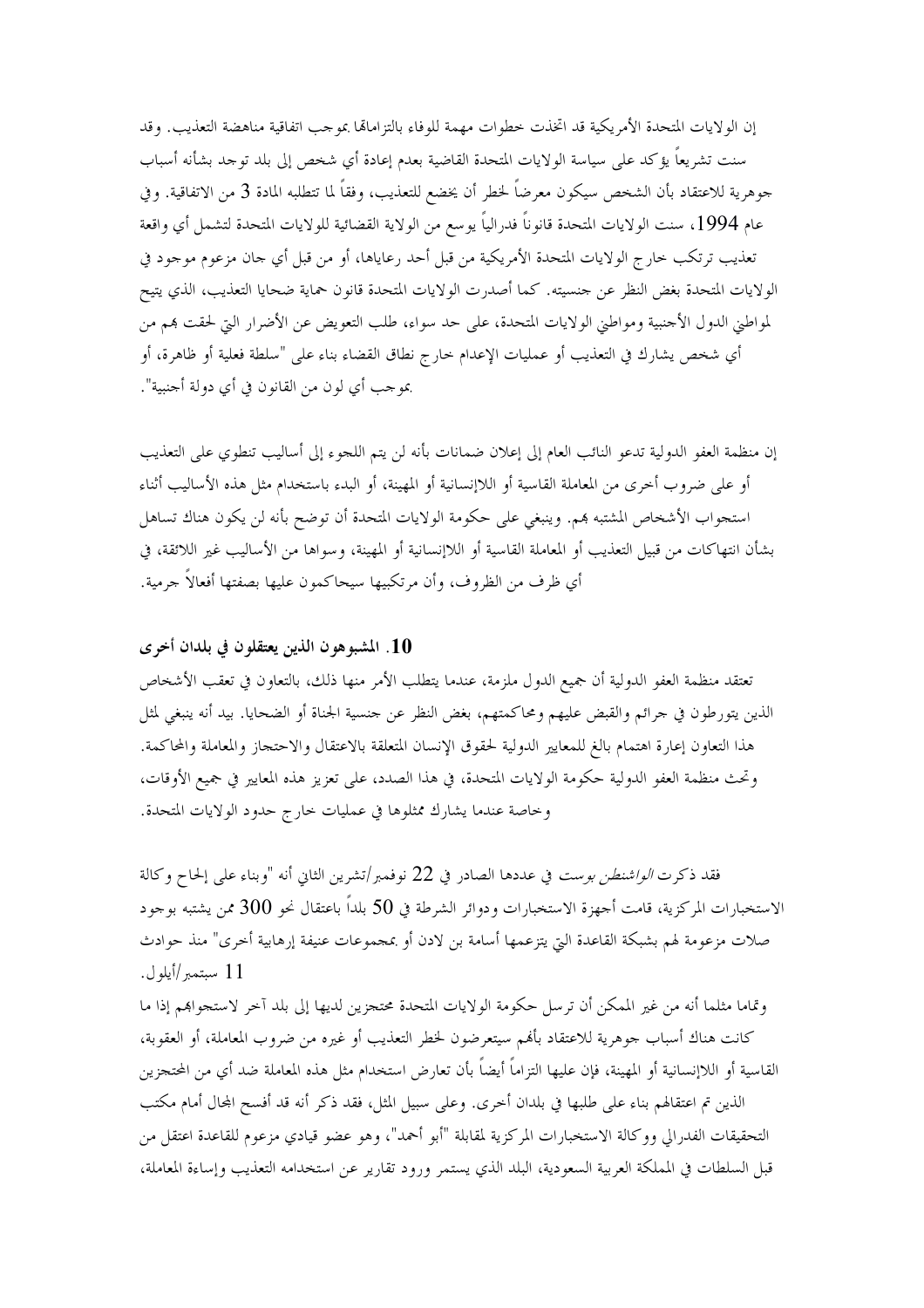إن الولايات المتحدة الأمريكية قد اتخذت خطوات مهمة للوفاء بالتزاماتها بموجب اتفاقية مناهضة التعذيب. وقد سنت تشريعاً يؤكد على سياسة الولايات المتحدة القاضية بعدم إعادة أي شخص إلى بلد توجد بشأنه أسباب جوهرية للاعتقاد بأن الشخص سيكون معرضاً لخطر أن يخضع للتعذيب، وفقاً لما تتطلبه المادة 3 من الاتفاقية. وفي عام 1994، سنت الولايات المتحدة قانوناً فدرالياً يوسع من الولاية القضائية للولايات المتحدة لتشمل أي واقعة تعذيب ترتكب خارج الولايات المتحدة الأمريكية من قبل أحد رعاياها، أو من قبل أي جان مزعوم موجود في الولايات المتحدة بغض النظر عن جنسيته. كما أصدرت الولايات المتحدة قانون حماية ضحايا التعذيب، الذي يتيح لمواطني الدول الأجنبية ومواطني الولايات المتحدة، على حد سواء، طلب التعويض عن الأضرار التي لحقت بهم من أي شخص يشارك في التعذيب أو عمليات الإعدام خارج نطاق القضاء بناء على "سلطة فعلية أو ظاهرة، أو بموجب أي لون من القانون في أي دولة أجنبية".

إن منظمة العفو الدولية تدعو النائب العام إلى إعلان ضمانات بأنه لن يتم اللجوء إلى أساليب تنطوي على التعذيب أو على ضروب أخرى من المعاملة القاسية أو اللاإنسانية أو المهينة، أو البدء باستخدام مثل هذه الأساليب أثناء استجواب الأشخاص المشتبه بهم. وينبغي على حكومة الولايات المتحدة أن توضح بأنه لن يكون هناك تساهل بشأن انتهاكات من قبيل التعذيب أو المعاملة القاسية أو اللاإنسانية أو المهينة، وسواها من الأساليب غير اللائقة، في أي ظرف من الظروف، وأن مرتكبيها سيحاكمون عليها بصفتها أفعالاً جرمية.

### 10. المشبوهون الذين يعتقلون في بلدان أخرى

تعتقد منظمة العفو الدولية أن جميع الدول ملزمة، عندما يتطلب الأمر منها ذلك، بالتعاون في تعقب الأشخاص الذين يتورطون في جرائم والقبض عليهم ومحاكمتهم، بغض النظر عن جنسية الجناة أو الضحايا. بيد أنه ينبغي لمثل هذا التعاون إعارة اهتمام بالغ للمعايير الدولية لحقوق الإنسان المتعلقة بالاعتقال والاحتجاز والمعاملة والمحاكمة. وتحث منظمة العفو الدولية حكومة الولايات المتحدة، في هذا الصدد، على تعزيز هذه المعايير في جميع الأوقات، وخاصة عندما يشارك ممثلوها في عمليات خارج حدود الولايات المتحدة.

فقد ذكرت *الواشنطن بوست* في عددها الصادر في 22 نوفمبر/تشرين الثاني أنه "وبناء على إلحاح وكالة الاستخبارات المركزية، قامت أجهزة الاستخبارات ودوائر الشرطة في 50 بلداً باعتقال نحو 300 ممن يشتبه بوجود صلات مزعومة لهم بشبكة القاعدة التي يتزعمها أسامة بن لادن أو بمجموعات عنيفة إرهابية أخرى" منذ حوادث 11 سبتمبر/أيلول.

وتماما مثلما أنه من غير الممكن أن ترسل حكومة الولايات المتحدة محتجزين لديها إلى بلد آخر لاستجوابهم إذا ما كانت هناك أسباب جوهرية للاعتقاد بأنهم سيتعرضون لخطر التعذيب أو غيره من ضروب المعاملة، أو العقوبة، القاسية أو اللاإنسانية أو المهينة، فإن عليها التزاماً أيضاً بأن تعارض استخدام مثل هذه المعاملة ضد أي من المحتجزين الذين تم اعتقالهم بناء على طلبها في بلدان أخرى. وعلى سبيل المثل، فقد ذكر أنه قد أفسح المجال أمام مكتب التحقيقات الفدرالي ووكالة الاستخبارات المركزية لمقابلة "أبو أحمد"، وهو عضو قيادي مزعوم للقاعدة اعتقل من قبل السلطات في المملكة العربية السعودية، البلد الذي يستمر ورود تقارير عن استخدامه التعذيب وإساءة المعاملة،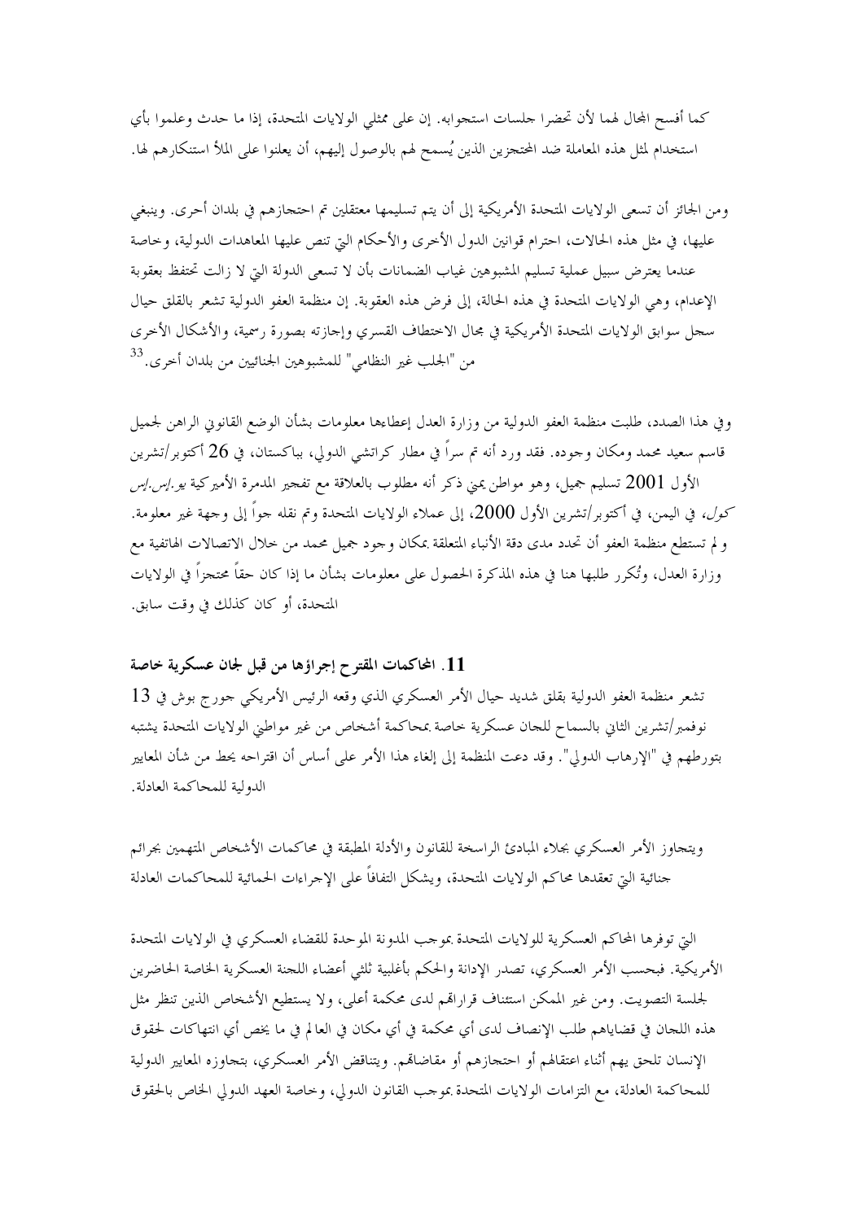كما أفسح المجال لهما لأن تحضرا جلسات استجوابه. إن على ممثلي الولايات المتحدة، إذا ما حدث وعلموا بأي استخدام لمثل هذه المعاملة ضد المحتجزين الذين يُسمح لهم بالوصول إليهم، أن يعلنوا على الملأ استنكارهم لها.

ومن الجائز أن تسعى الولايات المتحدة الأمريكية إلى أن يتم تسليمها معتقلين تم احتجازهم في بلدان أخرى. وينبغي عليها، في مثل هذه الحالات، احترام قوانين الدول الأخرى والأحكام التي تنص عليها المعاهدات الدولية، وخاصة عندما يعترض سبيل عملية تسليم المشبوهين غياب الضمانات بأن لا تسعى الدولة التي لا زالت تحتفظ بعقوبة الإعدام، وهي الولايات المتحدة في هذه الحالة، إلى فرض هذه العقوبة. إن منظمة العفو الدولية تشعر بالقلق حيال سجل سوابق الولايات المتحدة الأمريكية في مجال الاختطاف القسري وإجازته بصورة رسمية، والأشكال الأخرى من "الجلب غير النظامي" للمشبوهين الجنائيين من بلدان أخرى.[33]

وفي هذا الصدد، طلبت منظمة العفو الدولية من وزارة العدل إعطاءها معلومات بشأن الوضع القانوني الراهن لجميل قاسم سعيد محمد ومكان وجوده. فقد ورد أنه تم سراً في مطار كراتشي الدولي، بباكستان، في 26 أكتوبر/تشرين الأول 2001 تسليم جميل، وهو مواطن يمني ذكر أنه مطلوب بالعلاقة مع تفجير المدمرة الأميركية *يو.إس.إس كول*، في اليمن، في أكتوبر/تشرين الأول 2000، إلى عملاء الولايات المتحدة وتم نقله جواً إلى وجهة غير معلومة. ولم تستطع منظمة العفو أن تحدد مدى دقة الأنباء المتعلقة بمكان وجود جميل محمد من خلال الاتصالات الهاتفية مع وزارة العدل، وتُكرر طلبها هنا في هذه المذكرة الحصول على معلومات بشأن ما إذا كان حقاً محتجزاً في الولايات المتحدة، أو كان كذلك في وقت سابق.

### 11. المحاكمات المقترح إجراؤها من قبل لجان عسكرية خاصة

تشعر منظمة العفو الدولية بقلق شديد حيال الأمر العسكري الذي وقعه الرئيس الأمريكي جورج بوش في 13 نوفمبر/تشرين الثاني بالسماح للجان عسكرية خاصة بمحاكمة أشخاص من غير مواطني الولايات المتحدة يشتبه بتورطهم في "الإرهاب الدولي". وقد دعت المنظمة إلى إلغاء هذا الأمر على أساس أن اقتراحه يحط من شأن المعايير الدولية للمحاكمة العادلة.

ويتجاوز الأمر العسكري بجلاء المبادئ الراسخة للقانون والأدلة المطبقة في محاكمات الأشخاص المتهمين بجرائم جنائية التي تعقدها محاكم الولايات المتحدة، ويشكل التفافاً على الإجراءات الحمائية للمحاكمات العادلة

التي توفرها المحاكم العسكرية للولايات المتحدة بموجب المدونة الموحدة للقضاء العسكري في الولايات المتحدة الأمريكية. فبحسب الأمر العسكري، تصدر الإدانة والحكم بأغلبية ثلثي أعضاء اللجنة العسكرية الخاصة الحاضرين لجلسة التصويت. ومن غير الممكن استئناف قراراتهم لدى محكمة أعلى، ولا يستطيع الأشخاص الذين تنظر مثل هذه اللجان في قضاياهم طلب الإنصاف لدى أي محكمة في أي مكان في العالم في ما يخص أي انتهاكات لحقوق الإنسان تلحق بهم أثناء اعتقالهم أو احتجازهم أو مقاضاتهم. ويتناقض الأمر العسكري، بتجاوزه المعايير الدولية للمحاكمة العادلة، مع التزامات الولايات المتحدة بموجب القانون الدولي، وخاصة العهد الدولي الخاص بالحقوق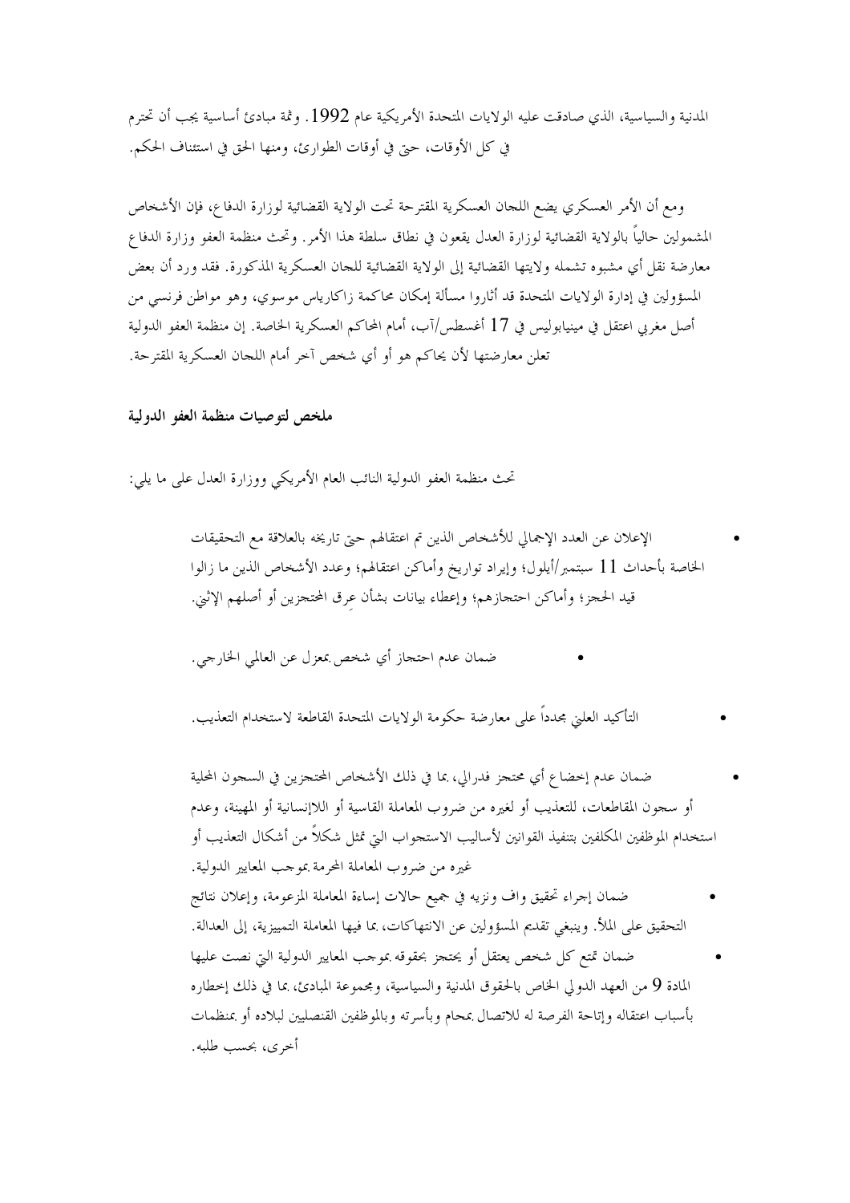المدنية والسياسية، الذي صادقت عليه الولايات المتحدة الأمريكية عام 1992. وثمة مبادئ أساسية يجب أن تحترم في كل الأوقات، حتى في أوقات الطوارئ، ومنها الحق في استئناف الحكم.

ومع أن الأمر العسكري يضع اللجان العسكرية المقترحة تحت الولاية القضائية لوزارة الدفاع، فإن الأشخاص المشمولين حالياً بالولاية القضائية لوزارة العدل يقعون في نطاق سلطة هذا الأمر. وتحث منظمة العفو وزارة الدفاع معارضة نقل أي مشبوه تشمله ولايتها القضائية إلى الولاية القضائية للجان العسكرية المذكورة. فقد ورد أن بعض المسؤولين في إدارة الولايات المتحدة قد أثاروا مسألة إمكان محاكمة زاكارياس موسوي، وهو مواطن فرنسي من أصل مغربي اعتقل في مينيابوليس في 17 أغسطس/آب، أمام المحاكم العسكرية الخاصة. إن منظمة العفو الدولية تعلن معارضتها لأن يحاكم هو أو أي شخص آخر أمام اللجان العسكرية المقترحة.

**ملخص لتوصيات منظمة العفو الدولية**

تحث منظمة العفو الدولية النائب العام الأمريكي ووزارة العدل على ما يلي:

- الإعلان عن العدد الإجمالي للأشخاص الذين تم اعتقالهم حتى تاريخه بالعلاقة مع التحقيقات الخاصة بأحداث 11 سبتمبر/أيلول؛ وإيراد تواريخ وأماكن اعتقالهم؛ وعدد الأشخاص الذين ما زالوا قيد الحجز؛ وأماكن احتجازهم؛ وإعطاء بيانات بشأن عِرق المحتجزين أو أصلهم الإثني.

- ضمان عدم احتجاز أي شخص بمعزل عن العالمي الخارجي.

- التأكيد العلني مجدداً على معارضة حكومة الولايات المتحدة القاطعة لاستخدام التعذيب.

- ضمان عدم إخضاع أي محتجز فدرالي، بما في ذلك الأشخاص المحتجزين في السجون المحلية أو سجون المقاطعات، للتعذيب أو لغيره من ضروب المعاملة القاسية أو اللاإنسانية أو المهينة، وعدم استخدام الموظفين المكلفين بتنفيذ القوانين لأساليب الاستجواب التي تمثل شكلاً من أشكال التعذيب أو غيره من ضروب المعاملة المحرمة بموجب المعايير الدولية.
- ضمان إجراء تحقيق واف ونزيه في جميع حالات إساءة المعاملة المزعومة، وإعلان نتائج التحقيق على الملأ. وينبغي تقديم المسؤولين عن الانتهاكات، بما فيها المعاملة التمييزية، إلى العدالة.
- ضمان تمتع كل شخص يعتقل أو يحتجز بحقوقه بموجب المعايير الدولية التي نصت عليها المادة 9 من العهد الدولي الخاص بالحقوق المدنية والسياسية، ومجموعة المبادئ، بما في ذلك إخطاره بأسباب اعتقاله وإتاحة الفرصة له للاتصال بمحام وبأسرته وبالموظفين القنصليين لبلاده أو بمنظمات أخرى، بحسب طلبه.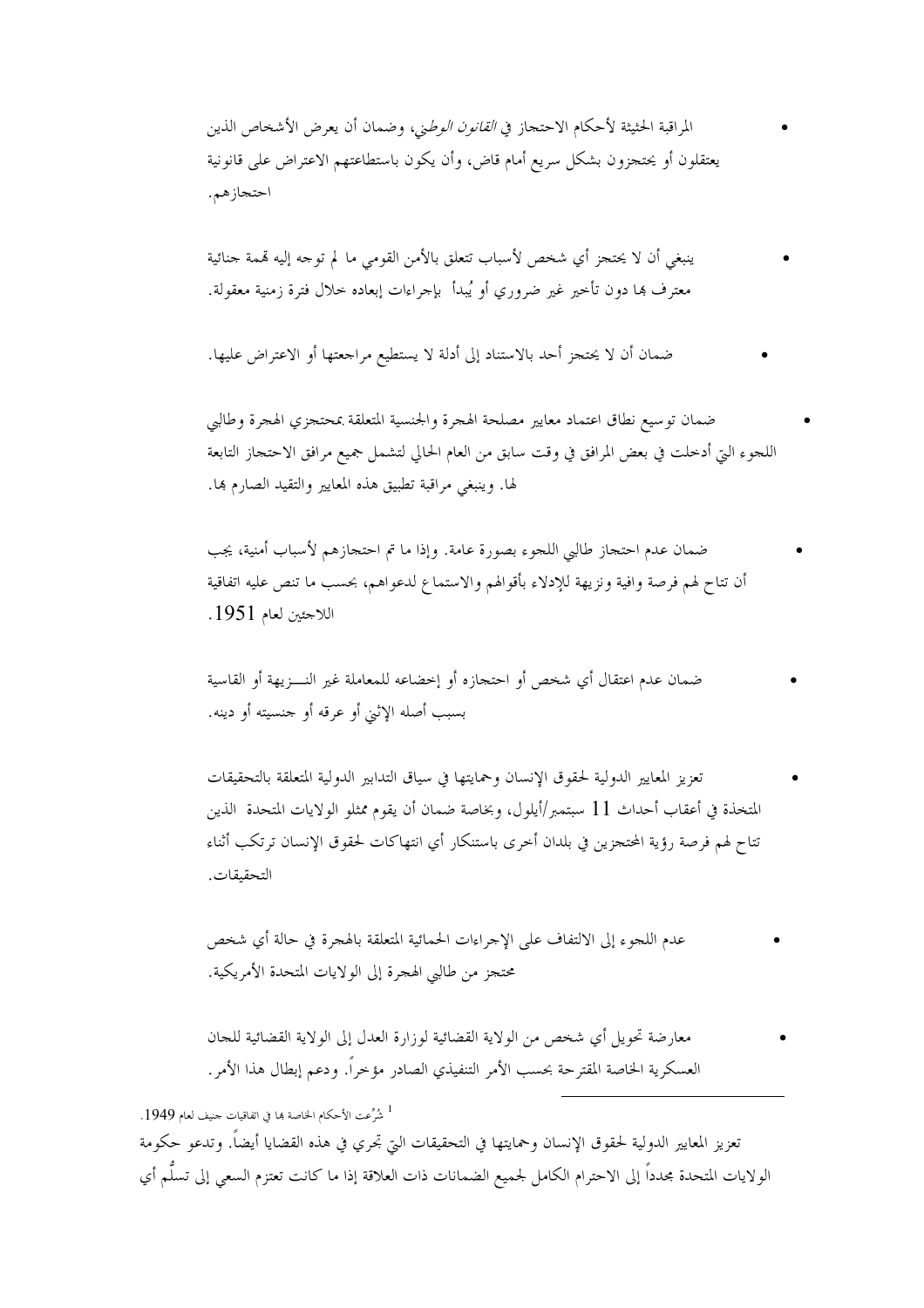- المراقبة الحثيثة لأحكام الاحتجاز في *القانون الوطني*، وضمان أن يعرض الأشخاص الذين يعتقلون أو يحتجزون بشكل سريع أمام قاض، وأن يكون باستطاعتهم الاعتراض على قانونية احتجازهم.

- ينبغي أن لا يحتجز أي شخص لأسباب تتعلق بالأمن القومي ما لم توجه إليه تهمة جنائية معترف بها دون تأخير غير ضروري أو يُبدأ بإجراءات إبعاده خلال فترة زمنية معقولة.

- ضمان أن لا يحتجز أحد بالاستناد إلى أدلة لا يستطيع مراجعتها أو الاعتراض عليها.

- ضمان توسيع نطاق اعتماد معايير مصلحة الهجرة والجنسية المتعلقة بمحتجزي الهجرة وطالبي اللجوء التي أدخلت في بعض المرافق في وقت سابق من العام الحالي لتشمل جميع مرافق الاحتجاز التابعة لها. وينبغي مراقبة تطبيق هذه المعايير والتقيد الصارم بها.

- ضمان عدم احتجاز طالبي اللجوء بصورة عامة. وإذا ما تم احتجازهم لأسباب أمنية، يجب أن تتاح لهم فرصة وافية ونزيهة للإدلاء بأقوالهم والاستماع لدعواهم، بحسب ما تنص عليه اتفاقية اللاجئين لعام 1951.

- ضمان عدم اعتقال أي شخص أو احتجازه أو إخضاعه للمعاملة غير النزيهة أو القاسية بسبب أصله الإثني أو عرقه أو جنسيته أو دينه.

- تعزيز المعايير الدولية لحقوق الإنسان وحمايتها في سياق التدابير الدولية المتعلقة بالتحقيقات المتخذة في أعقاب أحداث 11 سبتمبر/أيلول، وبخاصة ضمان أن يقوم ممثلو الولايات المتحدة الذين تتاح لهم فرصة رؤية المحتجزين في بلدان أخرى باستنكار أي انتهاكات لحقوق الإنسان ترتكب أثناء التحقيقات.

- عدم اللجوء إلى الالتفاف على الإجراءات الحمائية المتعلقة بالهجرة في حالة أي شخص محتجز من طالبي الهجرة إلى الولايات المتحدة الأمريكية.

- معارضة تحويل أي شخص من الولاية القضائية لوزارة العدل إلى الولاية القضائية للجان العسكرية الخاصة المقترحة بحسب الأمر التنفيذي الصادر مؤخراً. ودعم إبطال هذا الأمر.

[1] شُرِّعت الأحكام الخاصة بها في اتفاقيات جنيف لعام 1949.

تعزيز المعايير الدولية لحقوق الإنسان وحمايتها في التحقيقات التي تجري في هذه القضايا أيضاً. وتدعو حكومة الولايات المتحدة مجدداً إلى الاحترام الكامل لجميع الضمانات ذات العلاقة إذا ما كانت تعتزم السعي إلى تسلُّم أي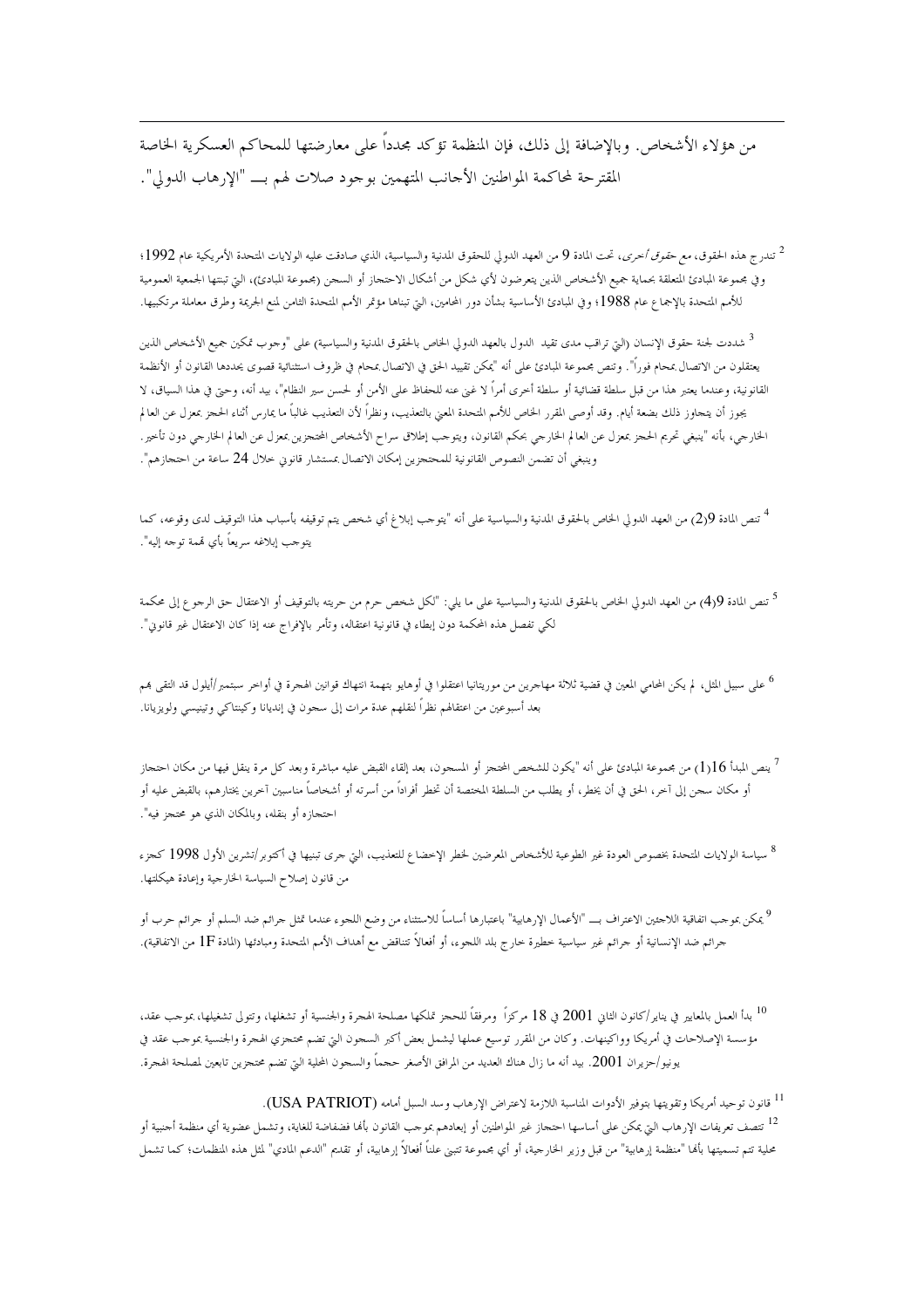من هؤلاء الأشخاص. وبالإضافة إلى ذلك، فإن المنظمة تؤكد مجدداً على معارضتها للمحاكم العسكرية الخاصة المقترحة لمحاكمة المواطنين الأجانب المتهمين بوجود صلات لهم بـــ "الإرهاب الدولي".

---

[2] تندرج هذه الحقوق، *مع حقوق أخرى*، تحت المادة 9 من العهد الدولي للحقوق المدنية والسياسية، الذي صادقت عليه الولايات المتحدة الأمريكية عام 1992؛ وفي مجموعة المبادئ المتعلقة بحماية جميع الأشخاص الذين يتعرضون لأي شكل من أشكال الاحتجاز أو السجن (مجموعة المبادئ)، التي تبنتها الجمعية العمومية للأمم المتحدة بالإجماع عام 1988؛ وفي المبادئ الأساسية بشأن دور المحامين، التي تبناها مؤتمر الأمم المتحدة الثامن لمنع الجريمة وطرق معاملة مرتكبيها.

[3] شددت لجنة حقوق الإنسان (التي تراقب مدى تقيد الدول بالعهد الدولي الخاص بالحقوق المدنية والسياسية) على "وجوب تمكين جميع الأشخاص الذين يعتقلون من الاتصال بمحام فوراً". وتنص مجموعة المبادئ على أنه "يمكن تقييد الحق في الاتصال بمحام في ظروف استثنائية قصوى يحددها القانون أو الأنظمة القانونية، وعندما يعتبر هذا من قبل سلطة قضائية أو سلطة أخرى أمراً لا غنى عنه للحفاظ على الأمن أو لحسن سير النظام"، بيد أنه، وحتى في هذا السياق، لا يجوز أن يتجاوز ذلك بضعة أيام. وقد أوصى المقرر الخاص للأمم المتحدة المعني بالتعذيب، ونظراً لأن التعذيب غالباً ما يمارس أثناء الحجز بمعزل عن العالم الخارجي، بأنه "ينبغي تحريم الحجز بمعزل عن العالم الخارجي بحكم القانون، ويتوجب إطلاق سراح الأشخاص المحتجزين بمعزل عن العالم الخارجي دون تأخير. وينبغي أن تضمن النصوص القانونية للمحتجزين إمكان الاتصال بمستشار قانوني خلال 24 ساعة من احتجازهم".

[4] تنص المادة 9(2) من العهد الدولي الخاص بالحقوق المدنية والسياسية على أنه "يتوجب إبلاغ أي شخص يتم توقيفه بأسباب هذا التوقيف لدى وقوعه، كما يتوجب إبلاغه سريعاً بأي تهمة توجه إليه".

[5] تنص المادة 9(4) من العهد الدولي الخاص بالحقوق المدنية والسياسية على ما يلي: "لكل شخص حرم من حريته بالتوقيف أو الاعتقال حق الرجوع إلى محكمة لكي تفصل هذه المحكمة دون إبطاء في قانونية اعتقاله، وتأمر بالإفراج عنه إذا كان الاعتقال غير قانوني".

[6] على سبيل المثل، لم يكن المحامي المعين في قضية ثلاثة مهاجرين من موريتانيا اعتقلوا في أوهايو بتهمة انتهاك قوانين الهجرة في أواخر سبتمبر/أيلول قد التقى بهم بعد أسبوعين من اعتقالهم نظراً لنقلهم عدة مرات إلى سجون في إنديانا وكينتاكي وتينيسي ولويزيانا.

[7] ينص المبدأ 16(1) من مجموعة المبادئ على أنه "يكون للشخص المحتجز أو المسجون، بعد إلقاء القبض عليه مباشرة وبعد كل مرة ينقل فيها من مكان احتجاز أو مكان سجن إلى آخر، الحق في أن يخطر، أو يطلب من السلطة المختصة أن تخطر أفراداً من أسرته أو أشخاصاً مناسبين آخرين يختارهم، بالقبض عليه أو احتجازه أو بنقله، وبالمكان الذي هو محتجز فيه".

[8] سياسة الولايات المتحدة بخصوص العودة غير الطوعية للأشخاص المعرضين لخطر الإخضاع للتعذيب، التي جرى تبنيها في أكتوبر/تشرين الأول 1998 كجزء من قانون إصلاح السياسة الخارجية وإعادة هيكلتها.

[9] يمكن بموجب اتفاقية اللاجئين الاعتراف بـــ "الأعمال الإرهابية" باعتبارها أساساً للاستثناء من وضع اللجوء عندما تمثل جرائم ضد السلم أو جرائم حرب أو جرائم ضد الإنسانية أو جرائم غير سياسية خطيرة خارج بلد اللجوء، أو أفعالاً تتناقض مع أهداف الأمم المتحدة ومبادئها (المادة 1F من الاتفاقية).

[10] بدأ العمل بالمعايير في يناير/كانون الثاني 2001 في 18 مركزاً ومرفقاً للحجز تملكها مصلحة الهجرة والجنسية أو تشغلها، وتتولى تشغيلها، بموجب عقد، مؤسسة الإصلاحات في أمريكا وواكينهات. وكان من المقرر توسيع عملها ليشمل بعض أكبر السجون التي تضم محتجزي الهجرة والجنسية بموجب عقد في يونيو/حزيران 2001. بيد أنه ما زال هناك العديد من المرافق الأصغر حجماً والسجون المحلية التي تضم محتجزين تابعين لمصلحة الهجرة.

[11] قانون توحيد أمريكا وتقويتها بتوفير الأدوات المناسبة اللازمة لاعتراض الإرهاب وسد السبل أمامه (USA PATRIOT).

[12] تتصف تعريفات الإرهاب التي يمكن على أساسها احتجاز غير المواطنين أو إبعادهم بموجب القانون بأنها فضفاضة للغاية، وتشمل عضوية أي منظمة أجنبية أو محلية تتم تسميتها بأنها "منظمة إرهابية" من قبل وزير الخارجية، أو أي مجموعة تتبنى علناً أفعالاً إرهابية، أو تقديم "الدعم المادي" لمثل هذه المنظمات؛ كما تشمل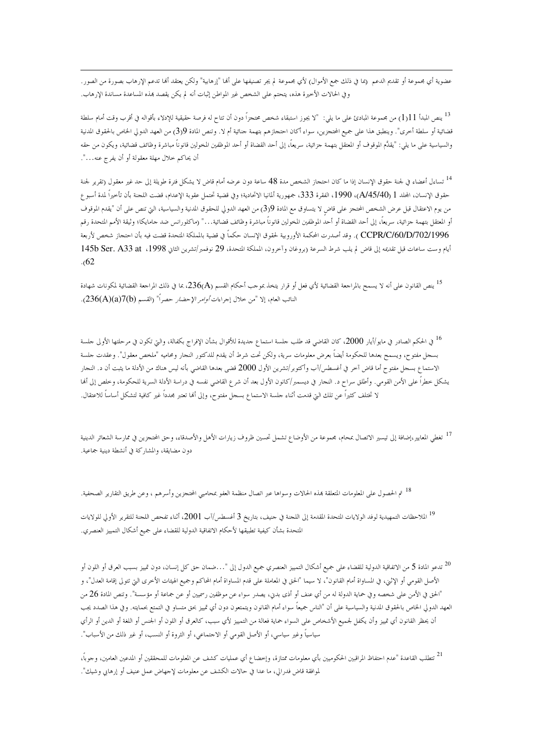عضوية أي مجموعة أو تقديم الدعم (بما في ذلك جمع الأموال) لأي مجموعة لم يجر تصنيفها على أنها "إرهابية" ولكن يعتقد أنها تدعم الإرهاب بصورة من الصور. وفي الحالات الأخيرة هذه، يتحتم على الشخص غير المواطن إثبات أنه لم يكن يقصد بهذه المساعدة مساندة الإرهاب.

[13] ينص المبدأ 11(1) من مجموعة المبادئ على ما يلي: "لا يجوز استبقاء شخص محتجزاً دون أن تتاح له فرصة حقيقية للإدلاء بأقواله في أقرب وقت أمام سلطة قضائية أو سلطة أخرى". وينطبق هذا على جميع المحتجزين، سواء أكان احتجازهم بتهمة جنائية أم لا. وتنص المادة 9(3) من العهد الدولي الخاص بالحقوق المدنية والسياسية على ما يلي: "يقدَّم الموقوف أو المعتقل بتهمة جزائية، سريعاً، إلى أحد القضاة أو أحد الموظفين المخولين قانوناً مباشرة وظائف قضائية، ويكون من حقه أن يحاكم خلال مهلة معقولة أو أن يفرج عنه...".

[14] تساءل أعضاء في لجنة حقوق الإنسان إذا ما كان احتجاز الشخص مدة 48 ساعة دون عرضه أمام قاض لا يشكل فترة طويلة إلى حد غير معقول (تقرير لجنة حقوق الإنسان، المجلد 1 (A/45/40)، 1990، الفقرة 333، جمهورية ألمانيا الاتحادية؛ وفي قضية تحتمل عقوبة الإعدام، قضت اللجنة بأن تأخيراً لمدة أسبوع من يوم الاعتقال قبل عرض الشخص المحتجز على قاضٍ لا يتساوق مع المادة 9(3) من العهد الدولي للحقوق المدنية والسياسية، التي تنص على أن "يقدم الموقوف أو المعتقل بتهمة جزائية، سريعاً، إلى أحد القضاة أو أحد الموظفين المخولين قانوناً مباشرة وظائف قضائية..." (ماكلورانس ضد جامايكا؛ وثيقة الأمم المتحدة رقم CCPR/C/60/D/702/1996 ). وقد أصدرت المحكمة الأوروبية لحقوق الإنسان حكماً في قضية بالمملكة المتحدة قضت فيه بأن احتجاز شخص لأربعة أيام وست ساعات قبل تقديمه إلى قاض لم يلب شرط السرعة (بروغان وآخرون، المملكة المتحدة، 29 نوفمبر/تشرين الثاني 1998، 145b Ser. A33 at 62).

[15] ينص القانون على أنه لا يسمح بالمراجعة القضائية لأي فعل أو قرار يتخذ بموجب أحكام القسم 236(A)، بما في ذلك المراجعة القضائية لمكونات شهادة النائب العام، إلا "من خلال إجراءات *أوامر الإحضار* حصراً" (القسم 236(A)(a)7(b)).

[16] في الحكم الصادر في مايو/أيار 2000، كان القاضي قد طلب جلسة استماع جديدة للأقوال بشأن الإفراج بكفالة، والتي تكون في مرحلتها الأولى جلسة بسجل مفتوح، ويسمح بعدها للحكومة أيضاً بعرض معلومات سرية، ولكن تحت شرط أن يقدم للدكتور النجار ومحاميه "ملخص معقول". وعقدت جلسة الاستماع بسجل مفتوح أما قاض آخر في أغسطس/آب وأكتوبر/تشرين الأول 2000 قضى بعدها القاضي بأنه ليس هناك من الأدلة ما يثبت أن د. النجار يشكل خطراً على الأمن القومي. وأطلق سراح د. النجار في ديسمبر/كانون الأول بعد أن شرع القاضي نفسه في دراسة الأدلة السرية للحكومة، وخلص إلى أنها لا تختلف كثيراً عن تلك التي قدمت أثناء جلسة الاستماع بسجل مفتوح، وإلى أنها تعتبر مجدداً غير كافية لتشكل أساساً للاعتقال.

[17] تغطي المعايير،إضافة إلى تيسير الاتصال بمحام، مجموعة من الأوضاع تشمل تحسين ظروف زيارات الأهل والأصدقاء، وحق المحتجزين في ممارسة الشعائر الدينية دون مضايقة، والمشاركة في أنشطة دينية جماعية.

[18] تم الحصول على المعلومات المتعلقة بهذه الحالات وسواها عبر اتصال منظمة العفو بمحامي المحتجزين وأسرهم ، وعن طريق التقارير الصحفية.

[19] الملاحظات التمهيدية لوفد الولايات المتحدة المقدمة إلى اللجنة في جنيف، بتاريخ 3 أغسطس/آب 2001، أثناء تفحص اللجنة للتقرير الأولي للولايات المتحدة بشأن كيفية تطبيقها لأحكام الاتفاقية الدولية للقضاء على جميع أشكال التمييز العنصري.

[20] تدعو المادة 5 من الاتفاقية الدولية للقضاء على جميع أشكال التمييز العنصري جميع الدول إلى "...ضمان حق كل إنسان، دون تمييز بسبب العرق أو اللون أو الأصل القومي أو الإثني، في المساواة أمام القانون"، لا سيما "الحق في المعاملة على قدم المساواة أمام المحاكم وجميع الهيئات الأخرى التي تتولى إقامة العدل"، و "الحق في الأمن على شخصه وفي حماية الدولة له من أي عنف أو أذى بدني، يصدر سواء عن موظفين رسميين أو عن جماعة أو مؤسسة". وتنص المادة 26 من العهد الدولي الخاص بالحقوق المدنية والسياسية على أن "الناس جميعاً سواء أمام القانون ويتمتعون دون أي تمييز بحق متساو في التمتع بحمايته. وفي هذا الصدد يجب أن يحظر القانون أي تمييز وأن يكفل لجميع الأشخاص على السواء حماية فعالة من التمييز لأي سبب، كالعرق أو اللون أو الجنس أو اللغة أو الدين أو الرأي سياسياً وغير سياسي، أو الأصل القومي أو الاجتماعي، أو الثروة أو النسب، أو غير ذلك من الأسباب".

[21] تتطلب القاعدة "عدم احتفاظ المراقبين الحكوميين بأي معلومات ممتازة، وإخضاع أي عمليات كشف عن المعلومات للمحققين أو المدعين العامين، وجوباً، لموافقة قاض فدرالي، ما عدا في حالات الكشف عن معلومات لإجهاض عمل عنيف أو إرهابي وشيك".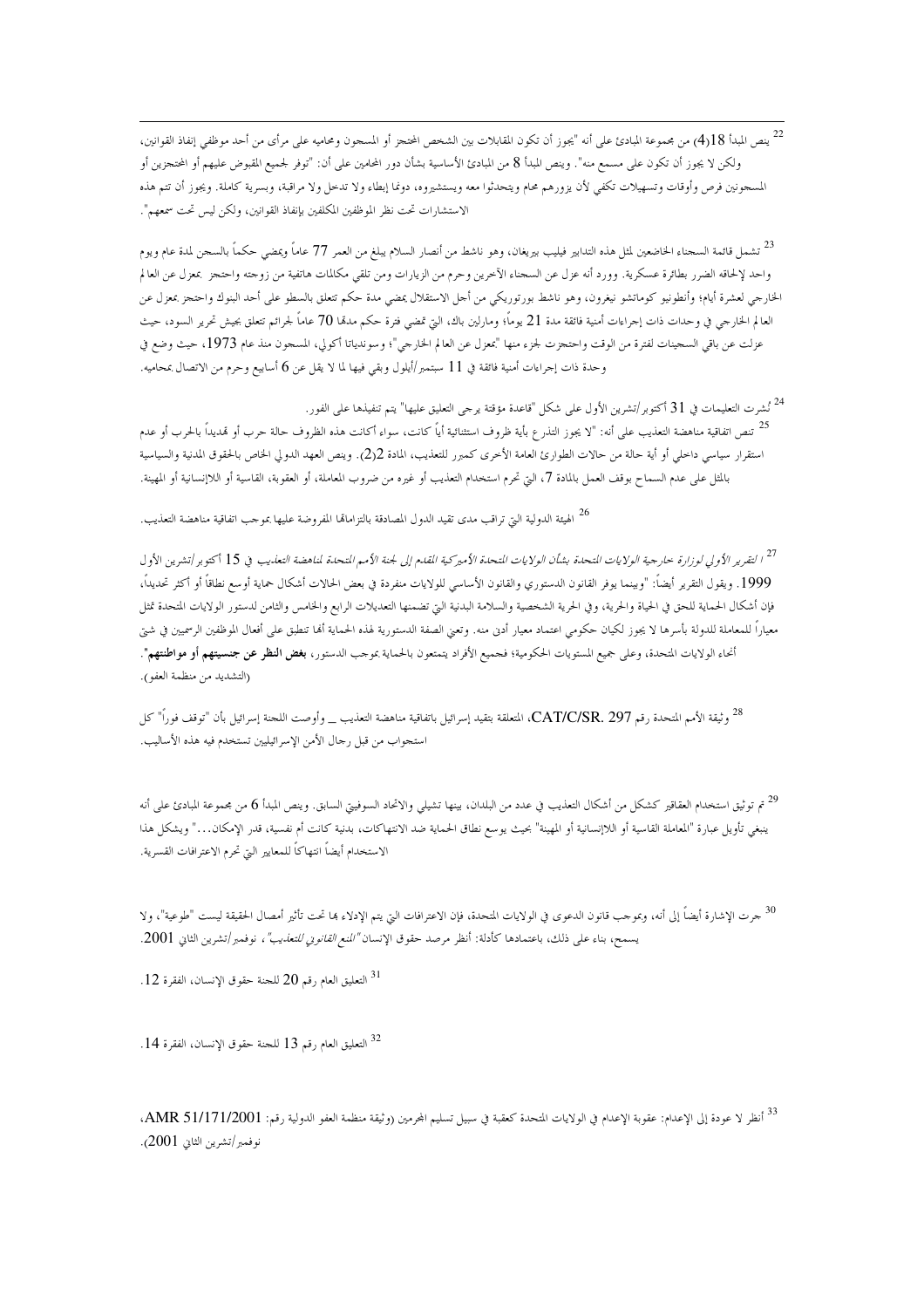[22] ينص المبدأ 18(4) من مجموعة المبادئ على أنه "يجوز أن تكون المقابلات بين الشخص المحتجز أو المسجون ومحاميه على مرأى من أحد موظفي إنفاذ القوانين، ولكن لا يجوز أن تكون على مسمع منه". وينص المبدأ 8 من المبادئ الأساسية بشأن دور المحامين على أن: "توفر لجميع المقبوض عليهم أو المحتجزين أو المسجونين فرص وأوقات وتسهيلات تكفي لأن يزورهم محام ويتحدثوا معه ويستشيروه، دونما إبطاء ولا تدخل ولا مراقبة، وبسرية كاملة. ويجوز أن تتم هذه الاستشارات تحت نظر الموظفين المكلفين بإنفاذ القوانين، ولكن ليس تحت سمعهم".

[23] تشمل قائمة السجناء الخاضعين لمثل هذه التدابير فيليب بيريغان، وهو ناشط من أنصار السلام يبلغ من العمر 77 عاماً ويمضي حكماً بالسجن لمدة عام ويوم واحد لإلحاقه الضرر بطائرة عسكرية. وورد أنه عزل عن السجناء الآخرين وحرم من الزيارات ومن تلقي مكالمات هاتفية من زوجته واحتجز بمعزل عن العالم الخارجي لعشرة أيام؛ وأنطونيو كوماتشو نيغرون، وهو ناشط بورتوريكي من أجل الاستقلال يمضي مدة حكم تتعلق بالسطو على أحد البنوك واحتجز بمعزل عن العالم الخارجي في وحدات ذات إجراءات أمنية فائقة مدة 21 يوماً؛ ومارلين باك، التي تمضي فترة حكم مدتها 70 عاماً لجرائم تتعلق بجيش تحرير السود، حيث عزلت عن باقي السجينات لفترة من الوقت واحتجزت لجزء منها "بمعزل عن العالم الخارجي"؛ وسونديانا أكولي، المسجون منذ عام 1973، حيث وضع في وحدة ذات إجراءات أمنية فائقة في 11 سبتمبر/أيلول وبقي فيها لما لا يقل عن 6 أسابيع وحرم من الاتصال بمحاميه.

[24] نُشرت التعليمات في 31 أكتوبر/تشرين الأول على شكل "قاعدة مؤقتة يرجى التعليق عليها" يتم تنفيذها على الفور.

[25] تنص اتفاقية مناهضة التعذيب على أنه: "لا يجوز التذرع بأية ظروف استثنائية أياً كانت، سواء أكانت هذه الظروف حالة حرب أو تهديداً بالحرب أو عدم استقرار سياسي داخلي أو أية حالة من حالات الطوارئ العامة الأخرى كمبرر للتعذيب، المادة 2(2). وينص العهد الدولي الخاص بالحقوق المدنية والسياسية بالمثل على عدم السماح بوقف العمل بالمادة 7، التي تحرم استخدام التعذيب أو غيره من ضروب المعاملة، أو العقوبة، القاسية أو اللاإنسانية أو المهينة.

[26] الهيئة الدولية التي تراقب مدى تقيد الدول المصادقة بالتزاماتها المفروضة عليها بموجب اتفاقية مناهضة التعذيب.

[27] *التقرير الأولي لوزارة خارجية الولايات المتحدة بشأن الولايات المتحدة الأمريكية المقدم إلى لجنة الأمم المتحدة لمناهضة التعذيب* في 15 أكتوبر/تشرين الأول 1999. ويقول التقرير أيضاً: "وبينما يوفر القانون الدستوري والقانون الأساسي للولايات منفردة في بعض الحالات أشكال حماية أوسع نطاقاً أو أكثر تحديداً، فإن أشكال الحماية للحق في الحياة والحرية، وفي الحرية الشخصية والسلامة البدنية التي تضمنها التعديلات الرابع والخامس والثامن لدستور الولايات المتحدة تمثل معياراً للمعاملة للدولة بأسرها لا يجوز لكيان حكومي اعتماد معيار أدنى منه. وتعني الصفة الدستورية لهذه الحماية أنها تنطبق على أفعال الموظفين الرسميين في شتى أنحاء الولايات المتحدة، وعلى جميع المستويات الحكومية؛ فجميع الأفراد يتمتعون بالحماية بموجب الدستور، **بغض النظر عن جنسيتهم أو مواطنتهم**". (التشديد من منظمة العفو).

[28] وثيقة الأمم المتحدة رقم CAT/C/SR. 297، المتعلقة بتقيد إسرائيل باتفاقية مناهضة التعذيب ـــ وأوصت اللجنة إسرائيل بأن "توقف فوراً" كل استجواب من قبل رجال الأمن الإسرائيليين تستخدم فيه هذه الأساليب.

[29] تم توثيق استخدام العقاقير كشكل من أشكال التعذيب في عدد من البلدان، بينها تشيلي والاتحاد السوفيتي السابق. وينص المبدأ 6 من مجموعة المبادئ على أنه ينبغي تأويل عبارة "المعاملة القاسية أو اللاإنسانية أو المهينة" بحيث يوسع نطاق الحماية ضد الانتهاكات، بدنية كانت أم نفسية، قدر الإمكان..." ويشكل هذا الاستخدام أيضاً انتهاكاً للمعايير التي تحرم الاعترافات القسرية.

[30] جرت الإشارة أيضاً إلى أنه، وبموجب قانون الدعوى في الولايات المتحدة، فإن الاعترافات التي يتم الإدلاء بها تحت تأثير أمصال الحقيقة ليست "طوعية"، ولا يسمح، بناء على ذلك، باعتمادها كأدلة: أنظر مرصد حقوق الإنسان *"المنع القانوني للتعذيب"*، نوفمبر/تشرين الثاني 2001.

[31] التعليق العام رقم 20 للجنة حقوق الإنسان، الفقرة 12.

[32] التعليق العام رقم 13 للجنة حقوق الإنسان، الفقرة 14.

[33] أنظر لا عودة إلى الإعدام: عقوبة الإعدام في الولايات المتحدة كعقبة في سبيل تسليم المجرمين (وثيقة منظمة العفو الدولية رقم: AMR 51/171/2001، نوفمبر/تشرين الثاني 2001).